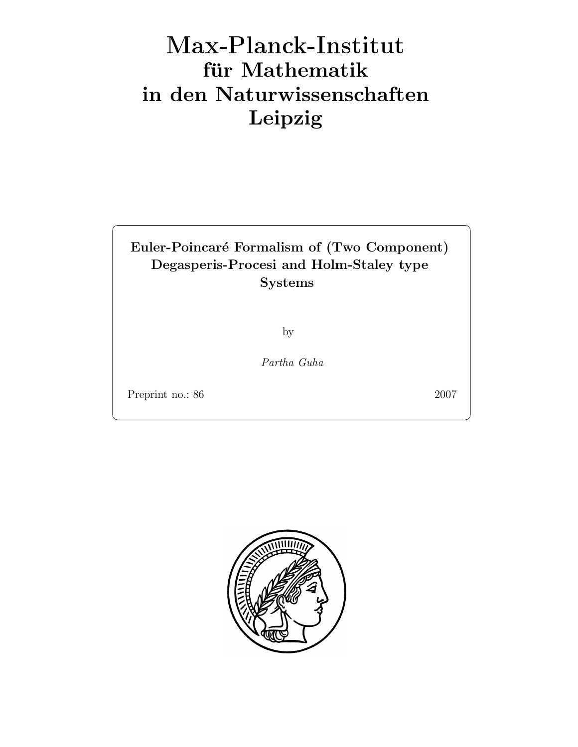# Max-Planck-Institut für Mathematik in den Naturwissenschaften Leipzig

**Euler-Poincaré Formalism of (Two Component) Degasperis-Procesi and Holm-Staley type Systems**

by

*Partha Guha*

Preprint no.: 86 2007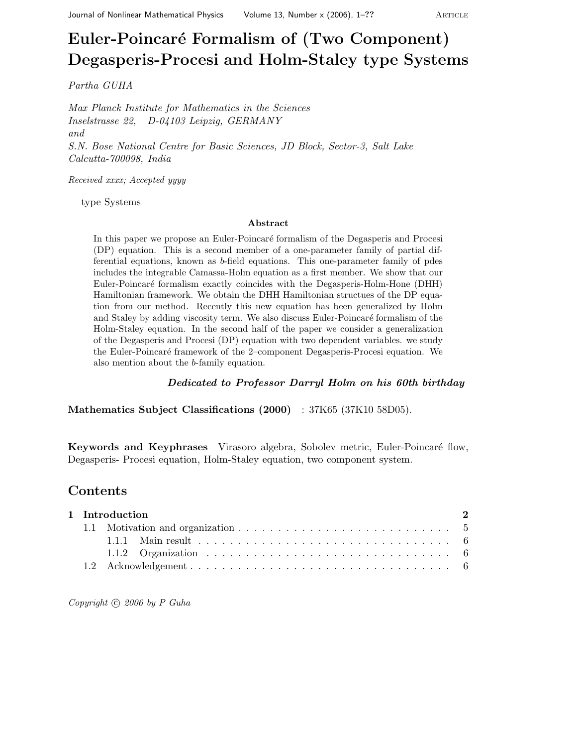# Euler-Poincaré Formalism of (Two Component) Degasperis-Procesi and Holm-Staley type Systems

*Partha GUHA*

*Max Planck Institute for Mathematics in the Sciences*
*Inselstrasse 22, D-04103 Leipzig, GERMANY*
*and*
*S.N. Bose National Centre for Basic Sciences, JD Block, Sector-3, Salt Lake Calcutta-700098, India*

*Received xxxx; Accepted yyyy*

type Systems

**Abstract**

In this paper we propose an Euler-Poincaré formalism of the Degasperis and Procesi (DP) equation. This is a second member of a one-parameter family of partial differential equations, known as $b$-field equations. This one-parameter family of pdes includes the integrable Camassa-Holm equation as a first member. We show that our Euler-Poincaré formalism exactly coincides with the Degasperis-Holm-Hone (DHH) Hamiltonian framework. We obtain the DHH Hamiltonian structues of the DP equation from our method. Recently this new equation has been generalized by Holm and Staley by adding viscosity term. We also discuss Euler-Poincaré formalism of the Holm-Staley equation. In the second half of the paper we consider a generalization of the Degasperis and Procesi (DP) equation with two dependent variables. we study the Euler-Poincaré framework of the 2–component Degasperis-Procesi equation. We also mention about the $b$-family equation.

***Dedicated to Professor Darryl Holm on his 60th birthday***

**Mathematics Subject Classifications (2000)** : 37K65 (37K10 58D05).

**Keywords and Keyphrases** Virasoro algebra, Sobolev metric, Euler-Poincaré flow, Degasperis- Procesi equation, Holm-Staley equation, two component system.

## Contents

**1 Introduction** **2**
- 1.1 Motivation and organization . . . . . 5
  - 1.1.1 Main result . . . . . 6
  - 1.1.2 Organization . . . . . 6
- 1.2 Acknowledgement . . . . . 6

*Copyright © 2006 by P Guha*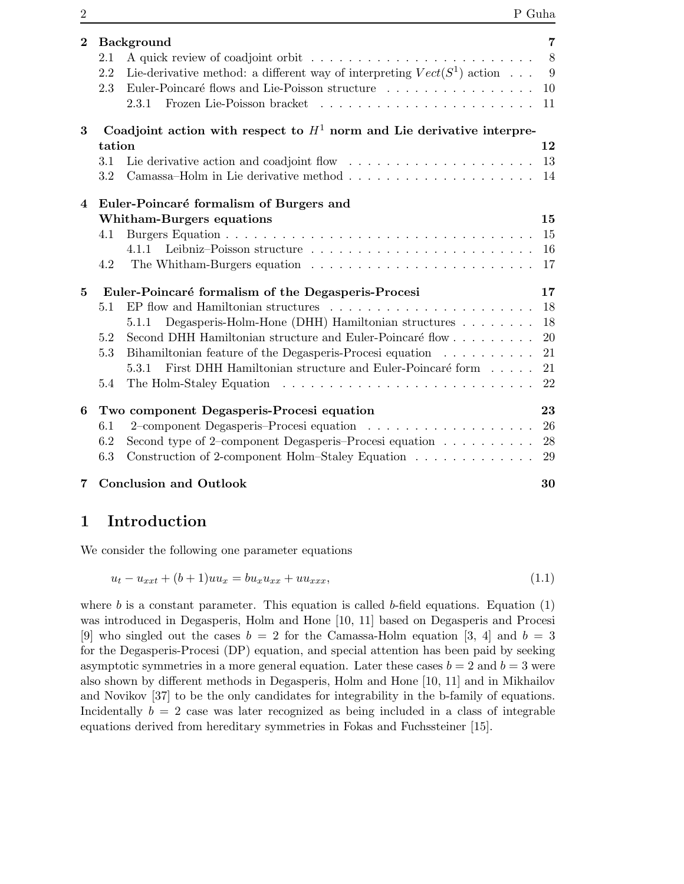| | | |
|---|---|---|
| **2** | **Background** | **7** |
| 2.1 | A quick review of coadjoint orbit | 8 |
| 2.2 | Lie-derivative method: a different way of interpreting $Vect(S^1)$ action | 9 |
| 2.3 | Euler-Poincaré flows and Lie-Poisson structure | 10 |
| 2.3.1 | Frozen Lie-Poisson bracket | 11 |
| **3** | **Coadjoint action with respect to $H^1$ norm and Lie derivative interpretation** | **12** |
| 3.1 | Lie derivative action and coadjoint flow | 13 |
| 3.2 | Camassa–Holm in Lie derivative method | 14 |
| **4** | **Euler-Poincaré formalism of Burgers and Whitham-Burgers equations** | **15** |
| 4.1 | Burgers Equation | 15 |
| 4.1.1 | Leibniz–Poisson structure | 16 |
| 4.2 | The Whitham-Burgers equation | 17 |
| **5** | **Euler-Poincaré formalism of the Degasperis-Procesi** | **17** |
| 5.1 | EP flow and Hamiltonian structures | 18 |
| 5.1.1 | Degasperis-Holm-Hone (DHH) Hamiltonian structures | 18 |
| 5.2 | Second DHH Hamiltonian structure and Euler-Poincaré flow | 20 |
| 5.3 | Bihamiltonian feature of the Degasperis-Procesi equation | 21 |
| 5.3.1 | First DHH Hamiltonian structure and Euler-Poincaré form | 21 |
| 5.4 | The Holm-Staley Equation | 22 |
| **6** | **Two component Degasperis-Procesi equation** | **23** |
| 6.1 | 2–component Degasperis–Procesi equation | 26 |
| 6.2 | Second type of 2–component Degasperis–Procesi equation | 28 |
| 6.3 | Construction of 2-component Holm–Staley Equation | 29 |
| **7** | **Conclusion and Outlook** | **30** |

# 1 Introduction

We consider the following one parameter equations

$$u_t - u_{xxt} + (b+1)uu_x = bu_xu_{xx} + uu_{xxx}, \tag{1.1}$$

where $b$ is a constant parameter. This equation is called $b$-field equations. Equation (1) was introduced in Degasperis, Holm and Hone [10, 11] based on Degasperis and Procesi [9] who singled out the cases $b = 2$ for the Camassa-Holm equation [3, 4] and $b = 3$ for the Degasperis-Procesi (DP) equation, and special attention has been paid by seeking asymptotic symmetries in a more general equation. Later these cases $b = 2$ and $b = 3$ were also shown by different methods in Degasperis, Holm and Hone [10, 11] and in Mikhailov and Novikov [37] to be the only candidates for integrability in the b-family of equations. Incidentally $b = 2$ case was later recognized as being included in a class of integrable equations derived from hereditary symmetries in Fokas and Fuchssteiner [15].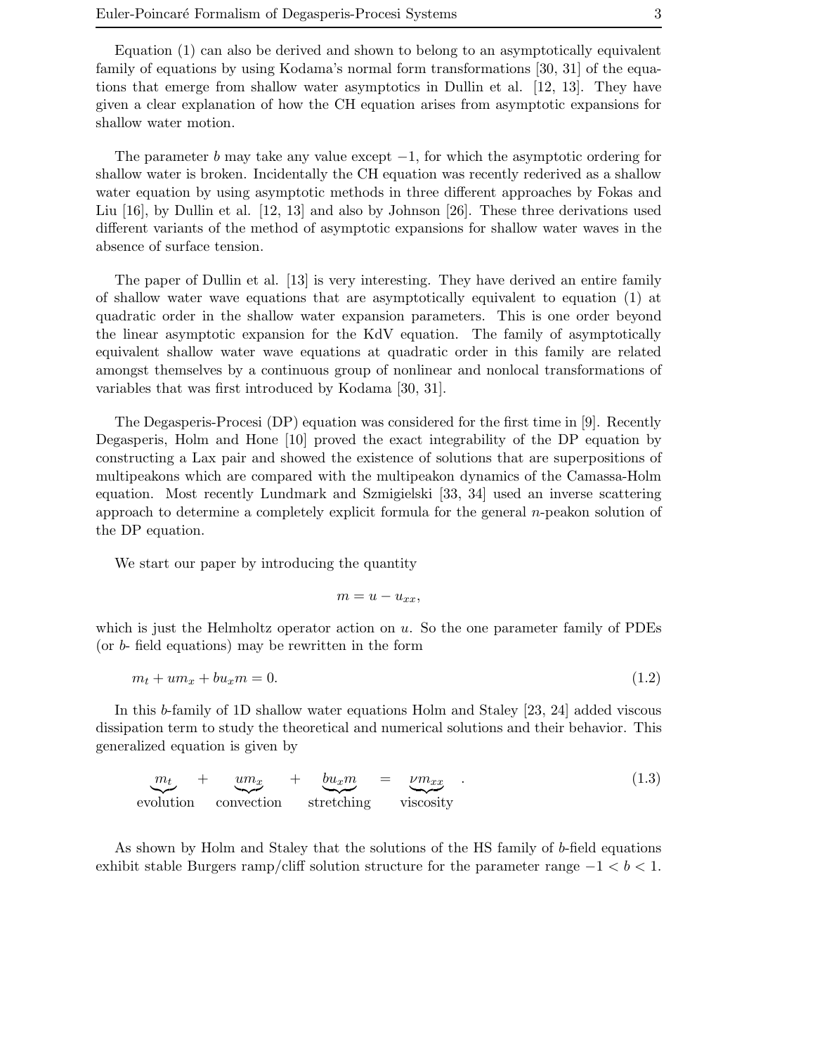Equation (1) can also be derived and shown to belong to an asymptotically equivalent family of equations by using Kodama's normal form transformations [30, 31] of the equations that emerge from shallow water asymptotics in Dullin et al. [12, 13]. They have given a clear explanation of how the CH equation arises from asymptotic expansions for shallow water motion.

The parameter $b$ may take any value except $-1$, for which the asymptotic ordering for shallow water is broken. Incidentally the CH equation was recently rederived as a shallow water equation by using asymptotic methods in three different approaches by Fokas and Liu [16], by Dullin et al. [12, 13] and also by Johnson [26]. These three derivations used different variants of the method of asymptotic expansions for shallow water waves in the absence of surface tension.

The paper of Dullin et al. [13] is very interesting. They have derived an entire family of shallow water wave equations that are asymptotically equivalent to equation (1) at quadratic order in the shallow water expansion parameters. This is one order beyond the linear asymptotic expansion for the KdV equation. The family of asymptotically equivalent shallow water wave equations at quadratic order in this family are related amongst themselves by a continuous group of nonlinear and nonlocal transformations of variables that was first introduced by Kodama [30, 31].

The Degasperis-Procesi (DP) equation was considered for the first time in [9]. Recently Degasperis, Holm and Hone [10] proved the exact integrability of the DP equation by constructing a Lax pair and showed the existence of solutions that are superpositions of multipeakons which are compared with the multipeakon dynamics of the Camassa-Holm equation. Most recently Lundmark and Szmigielski [33, 34] used an inverse scattering approach to determine a completely explicit formula for the general $n$-peakon solution of the DP equation.

We start our paper by introducing the quantity

$$m = u - u_{xx},$$

which is just the Helmholtz operator action on $u$. So the one parameter family of PDEs (or $b$- field equations) may be rewritten in the form

$$m_t + um_x + bu_x m = 0. \tag{1.2}$$

In this $b$-family of 1D shallow water equations Holm and Staley [23, 24] added viscous dissipation term to study the theoretical and numerical solutions and their behavior. This generalized equation is given by

$$\underbrace{m_t}_{\text{evolution}} + \underbrace{um_x}_{\text{convection}} + \underbrace{bu_x m}_{\text{stretching}} = \underbrace{\nu m_{xx}}_{\text{viscosity}} . \tag{1.3}$$

As shown by Holm and Staley that the solutions of the HS family of $b$-field equations exhibit stable Burgers ramp/cliff solution structure for the parameter range $-1 < b < 1$.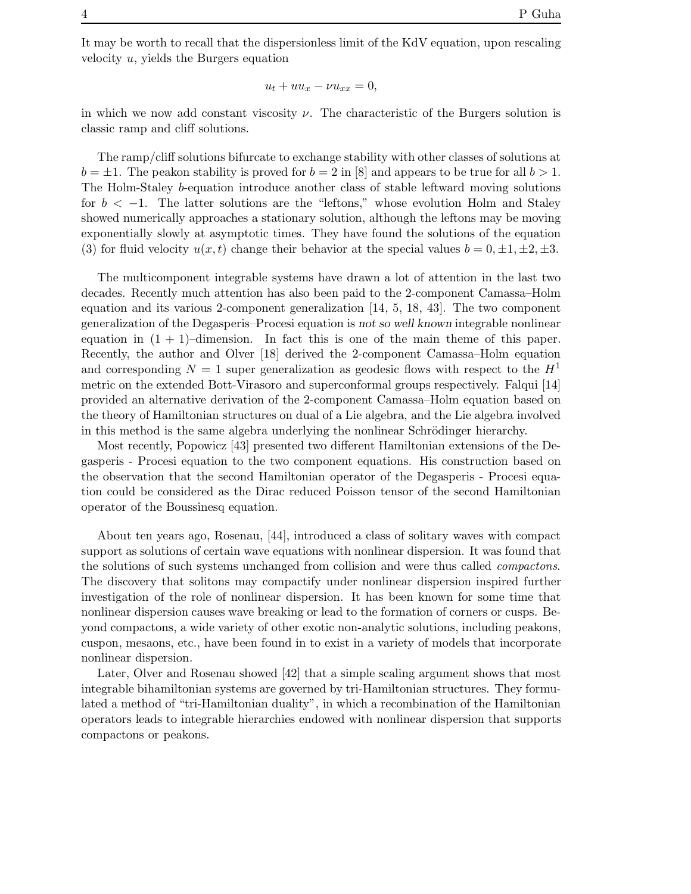It may be worth to recall that the dispersionless limit of the KdV equation, upon rescaling velocity $u$, yields the Burgers equation

$$u_t + uu_x - \nu u_{xx} = 0,$$

in which we now add constant viscosity $\nu$. The characteristic of the Burgers solution is classic ramp and cliff solutions.

The ramp/cliff solutions bifurcate to exchange stability with other classes of solutions at $b = \pm 1$. The peakon stability is proved for $b = 2$ in [8] and appears to be true for all $b > 1$. The Holm-Staley $b$-equation introduce another class of stable leftward moving solutions for $b < -1$. The latter solutions are the "leftons," whose evolution Holm and Staley showed numerically approaches a stationary solution, although the leftons may be moving exponentially slowly at asymptotic times. They have found the solutions of the equation (3) for fluid velocity $u(x,t)$ change their behavior at the special values $b = 0, \pm 1, \pm 2, \pm 3$.

The multicomponent integrable systems have drawn a lot of attention in the last two decades. Recently much attention has also been paid to the 2-component Camassa–Holm equation and its various 2-component generalization [14, 5, 18, 43]. The two component generalization of the Degasperis–Procesi equation is *not so well known* integrable nonlinear equation in $(1+1)$–dimension. In fact this is one of the main theme of this paper. Recently, the author and Olver [18] derived the 2-component Camassa–Holm equation and corresponding $N = 1$ super generalization as geodesic flows with respect to the $H^1$ metric on the extended Bott-Virasoro and superconformal groups respectively. Falqui [14] provided an alternative derivation of the 2-component Camassa–Holm equation based on the theory of Hamiltonian structures on dual of a Lie algebra, and the Lie algebra involved in this method is the same algebra underlying the nonlinear Schrödinger hierarchy.

Most recently, Popowicz [43] presented two different Hamiltonian extensions of the Degasperis - Procesi equation to the two component equations. His construction based on the observation that the second Hamiltonian operator of the Degasperis - Procesi equation could be considered as the Dirac reduced Poisson tensor of the second Hamiltonian operator of the Boussinesq equation.

About ten years ago, Rosenau, [44], introduced a class of solitary waves with compact support as solutions of certain wave equations with nonlinear dispersion. It was found that the solutions of such systems unchanged from collision and were thus called *compactons*. The discovery that solitons may compactify under nonlinear dispersion inspired further investigation of the role of nonlinear dispersion. It has been known for some time that nonlinear dispersion causes wave breaking or lead to the formation of corners or cusps. Beyond compactons, a wide variety of other exotic non-analytic solutions, including peakons, cuspon, mesaons, etc., have been found in to exist in a variety of models that incorporate nonlinear dispersion.

Later, Olver and Rosenau showed [42] that a simple scaling argument shows that most integrable bihamiltonian systems are governed by tri-Hamiltonian structures. They formulated a method of "tri-Hamiltonian duality", in which a recombination of the Hamiltonian operators leads to integrable hierarchies endowed with nonlinear dispersion that supports compactons or peakons.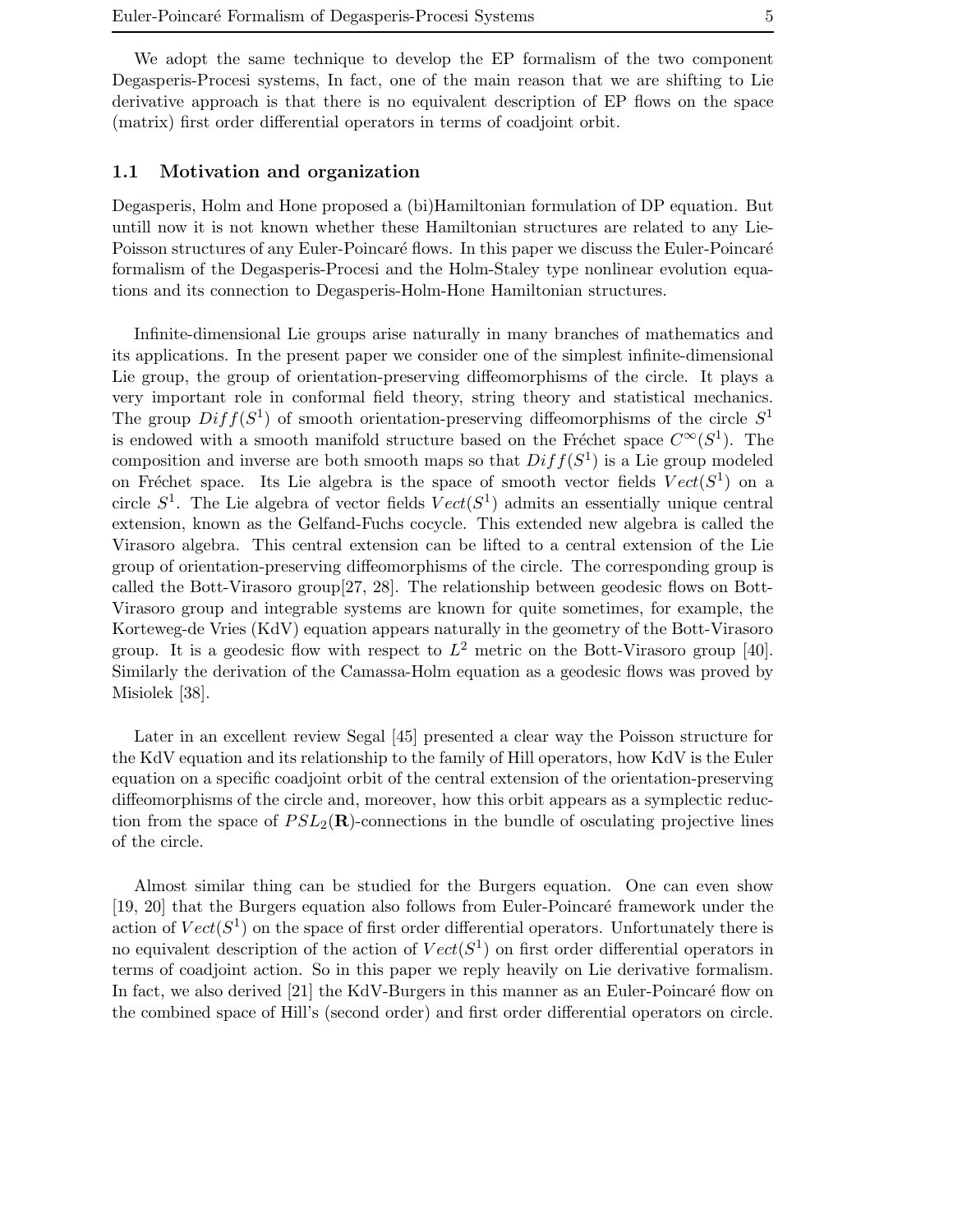We adopt the same technique to develop the EP formalism of the two component Degasperis-Procesi systems, In fact, one of the main reason that we are shifting to Lie derivative approach is that there is no equivalent description of EP flows on the space (matrix) first order differential operators in terms of coadjoint orbit.

### 1.1 Motivation and organization

Degasperis, Holm and Hone proposed a (bi)Hamiltonian formulation of DP equation. But untill now it is not known whether these Hamiltonian structures are related to any Lie-Poisson structures of any Euler-Poincaré flows. In this paper we discuss the Euler-Poincaré formalism of the Degasperis-Procesi and the Holm-Staley type nonlinear evolution equations and its connection to Degasperis-Holm-Hone Hamiltonian structures.

Infinite-dimensional Lie groups arise naturally in many branches of mathematics and its applications. In the present paper we consider one of the simplest infinite-dimensional Lie group, the group of orientation-preserving diffeomorphisms of the circle. It plays a very important role in conformal field theory, string theory and statistical mechanics. The group $Diff(S^1)$ of smooth orientation-preserving diffeomorphisms of the circle $S^1$ is endowed with a smooth manifold structure based on the Fréchet space $C^\infty(S^1)$. The composition and inverse are both smooth maps so that $Diff(S^1)$ is a Lie group modeled on Fréchet space. Its Lie algebra is the space of smooth vector fields $Vect(S^1)$ on a circle $S^1$. The Lie algebra of vector fields $Vect(S^1)$ admits an essentially unique central extension, known as the Gelfand-Fuchs cocycle. This extended new algebra is called the Virasoro algebra. This central extension can be lifted to a central extension of the Lie group of orientation-preserving diffeomorphisms of the circle. The corresponding group is called the Bott-Virasoro group[27, 28]. The relationship between geodesic flows on Bott-Virasoro group and integrable systems are known for quite sometimes, for example, the Korteweg-de Vries (KdV) equation appears naturally in the geometry of the Bott-Virasoro group. It is a geodesic flow with respect to $L^2$ metric on the Bott-Virasoro group [40]. Similarly the derivation of the Camassa-Holm equation as a geodesic flows was proved by Misiolek [38].

Later in an excellent review Segal [45] presented a clear way the Poisson structure for the KdV equation and its relationship to the family of Hill operators, how KdV is the Euler equation on a specific coadjoint orbit of the central extension of the orientation-preserving diffeomorphisms of the circle and, moreover, how this orbit appears as a symplectic reduction from the space of $PSL_2(\mathbf{R})$-connections in the bundle of osculating projective lines of the circle.

Almost similar thing can be studied for the Burgers equation. One can even show [19, 20] that the Burgers equation also follows from Euler-Poincaré framework under the action of $Vect(S^1)$ on the space of first order differential operators. Unfortunately there is no equivalent description of the action of $Vect(S^1)$ on first order differential operators in terms of coadjoint action. So in this paper we reply heavily on Lie derivative formalism. In fact, we also derived [21] the KdV-Burgers in this manner as an Euler-Poincaré flow on the combined space of Hill's (second order) and first order differential operators on circle.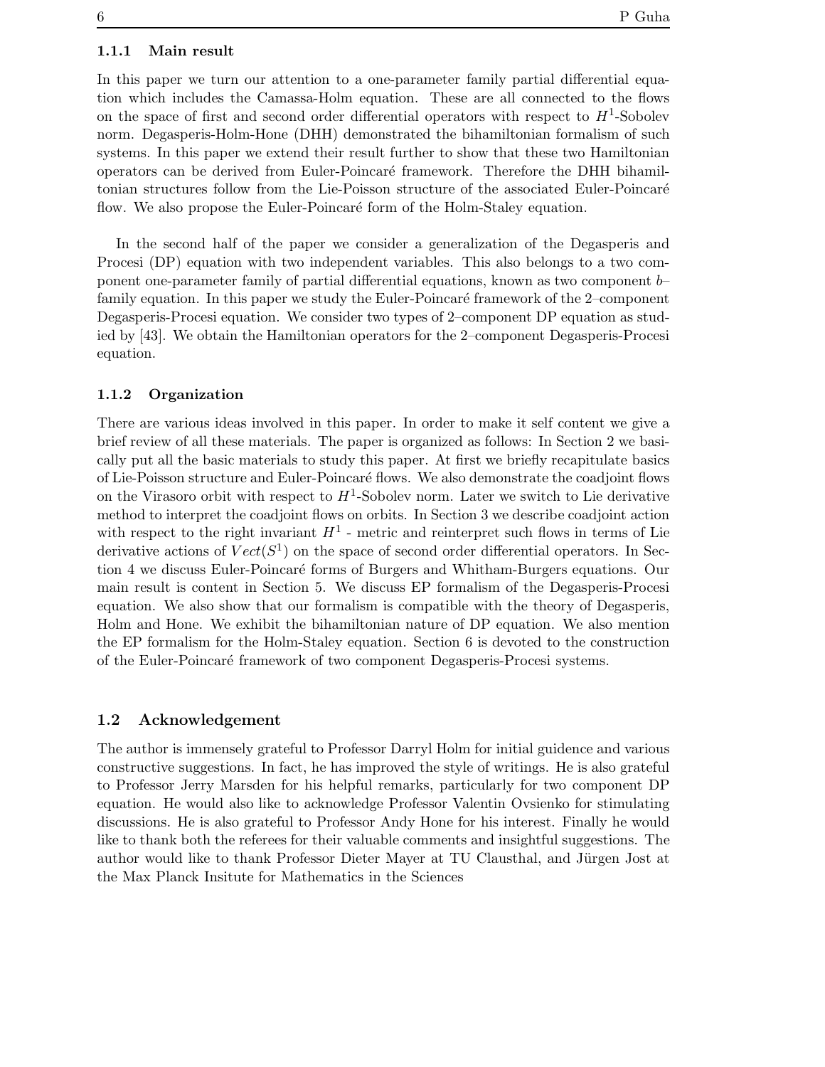### 1.1.1 Main result

In this paper we turn our attention to a one-parameter family partial differential equation which includes the Camassa-Holm equation. These are all connected to the flows on the space of first and second order differential operators with respect to $H^1$-Sobolev norm. Degasperis-Holm-Hone (DHH) demonstrated the bihamiltonian formalism of such systems. In this paper we extend their result further to show that these two Hamiltonian operators can be derived from Euler-Poincaré framework. Therefore the DHH bihamiltonian structures follow from the Lie-Poisson structure of the associated Euler-Poincaré flow. We also propose the Euler-Poincaré form of the Holm-Staley equation.

In the second half of the paper we consider a generalization of the Degasperis and Procesi (DP) equation with two independent variables. This also belongs to a two component one-parameter family of partial differential equations, known as two component $b$–family equation. In this paper we study the Euler-Poincaré framework of the 2–component Degasperis-Procesi equation. We consider two types of 2–component DP equation as studied by [43]. We obtain the Hamiltonian operators for the 2–component Degasperis-Procesi equation.

### 1.1.2 Organization

There are various ideas involved in this paper. In order to make it self content we give a brief review of all these materials. The paper is organized as follows: In Section 2 we basically put all the basic materials to study this paper. At first we briefly recapitulate basics of Lie-Poisson structure and Euler-Poincaré flows. We also demonstrate the coadjoint flows on the Virasoro orbit with respect to $H^1$-Sobolev norm. Later we switch to Lie derivative method to interpret the coadjoint flows on orbits. In Section 3 we describe coadjoint action with respect to the right invariant $H^1$ - metric and reinterpret such flows in terms of Lie derivative actions of $Vect(S^1)$ on the space of second order differential operators. In Section 4 we discuss Euler-Poincaré forms of Burgers and Whitham-Burgers equations. Our main result is content in Section 5. We discuss EP formalism of the Degasperis-Procesi equation. We also show that our formalism is compatible with the theory of Degasperis, Holm and Hone. We exhibit the bihamiltonian nature of DP equation. We also mention the EP formalism for the Holm-Staley equation. Section 6 is devoted to the construction of the Euler-Poincaré framework of two component Degasperis-Procesi systems.

## 1.2 Acknowledgement

The author is immensely grateful to Professor Darryl Holm for initial guidence and various constructive suggestions. In fact, he has improved the style of writings. He is also grateful to Professor Jerry Marsden for his helpful remarks, particularly for two component DP equation. He would also like to acknowledge Professor Valentin Ovsienko for stimulating discussions. He is also grateful to Professor Andy Hone for his interest. Finally he would like to thank both the referees for their valuable comments and insightful suggestions. The author would like to thank Professor Dieter Mayer at TU Clausthal, and Jürgen Jost at the Max Planck Insitute for Mathematics in the Sciences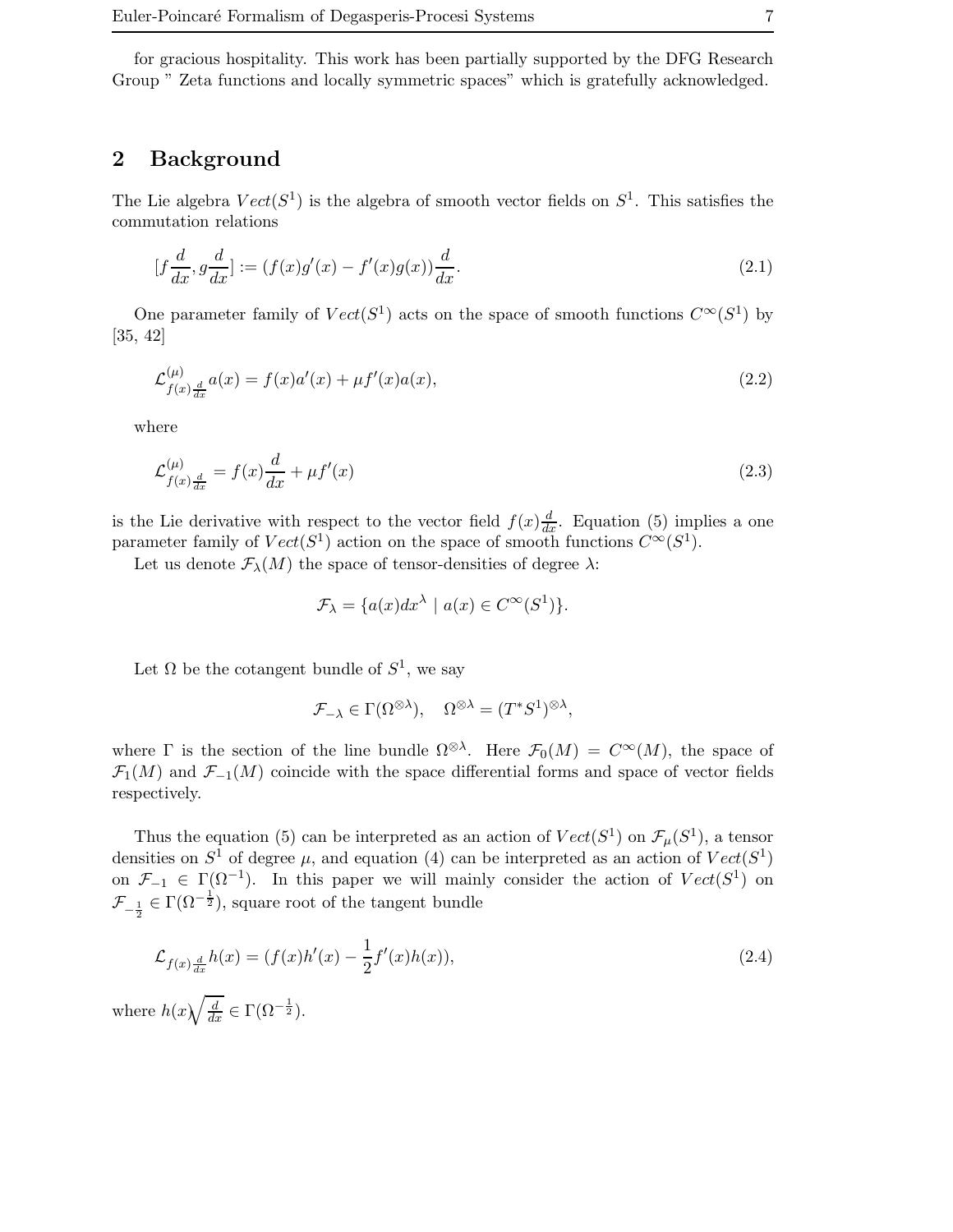for gracious hospitality. This work has been partially supported by the DFG Research Group " Zeta functions and locally symmetric spaces" which is gratefully acknowledged.

## 2 Background

The Lie algebra $Vect(S^1)$ is the algebra of smooth vector fields on $S^1$. This satisfies the commutation relations

$$[f\frac{d}{dx}, g\frac{d}{dx}] := (f(x)g'(x) - f'(x)g(x))\frac{d}{dx}. \tag{2.1}$$

One parameter family of $Vect(S^1)$ acts on the space of smooth functions $C^\infty(S^1)$ by [35, 42]

$$\mathcal{L}^{(\mu)}_{f(x)\frac{d}{dx}} a(x) = f(x)a'(x) + \mu f'(x)a(x), \tag{2.2}$$

where

$$\mathcal{L}^{(\mu)}_{f(x)\frac{d}{dx}} = f(x)\frac{d}{dx} + \mu f'(x) \tag{2.3}$$

is the Lie derivative with respect to the vector field $f(x)\frac{d}{dx}$. Equation (5) implies a one parameter family of $Vect(S^1)$ action on the space of smooth functions $C^\infty(S^1)$.

Let us denote $\mathcal{F}_\lambda(M)$ the space of tensor-densities of degree $\lambda$:

$$\mathcal{F}_\lambda = \{a(x)dx^\lambda \mid a(x) \in C^\infty(S^1)\}.$$

Let $\Omega$ be the cotangent bundle of $S^1$, we say

$$\mathcal{F}_{-\lambda} \in \Gamma(\Omega^{\otimes\lambda}), \quad \Omega^{\otimes\lambda} = (T^*S^1)^{\otimes\lambda},$$

where $\Gamma$ is the section of the line bundle $\Omega^{\otimes\lambda}$. Here $\mathcal{F}_0(M) = C^\infty(M)$, the space of $\mathcal{F}_1(M)$ and $\mathcal{F}_{-1}(M)$ coincide with the space differential forms and space of vector fields respectively.

Thus the equation (5) can be interpreted as an action of $Vect(S^1)$ on $\mathcal{F}_\mu(S^1)$, a tensor densities on $S^1$ of degree $\mu$, and equation (4) can be interpreted as an action of $Vect(S^1)$ on $\mathcal{F}_{-1} \in \Gamma(\Omega^{-1})$. In this paper we will mainly consider the action of $Vect(S^1)$ on $\mathcal{F}_{-\frac{1}{2}} \in \Gamma(\Omega^{-\frac{1}{2}})$, square root of the tangent bundle

$$\mathcal{L}_{f(x)\frac{d}{dx}} h(x) = (f(x)h'(x) - \frac{1}{2}f'(x)h(x)), \tag{2.4}$$

where $h(x\sqrt{\frac{d}{dx}} \in \Gamma(\Omega^{-\frac{1}{2}})$.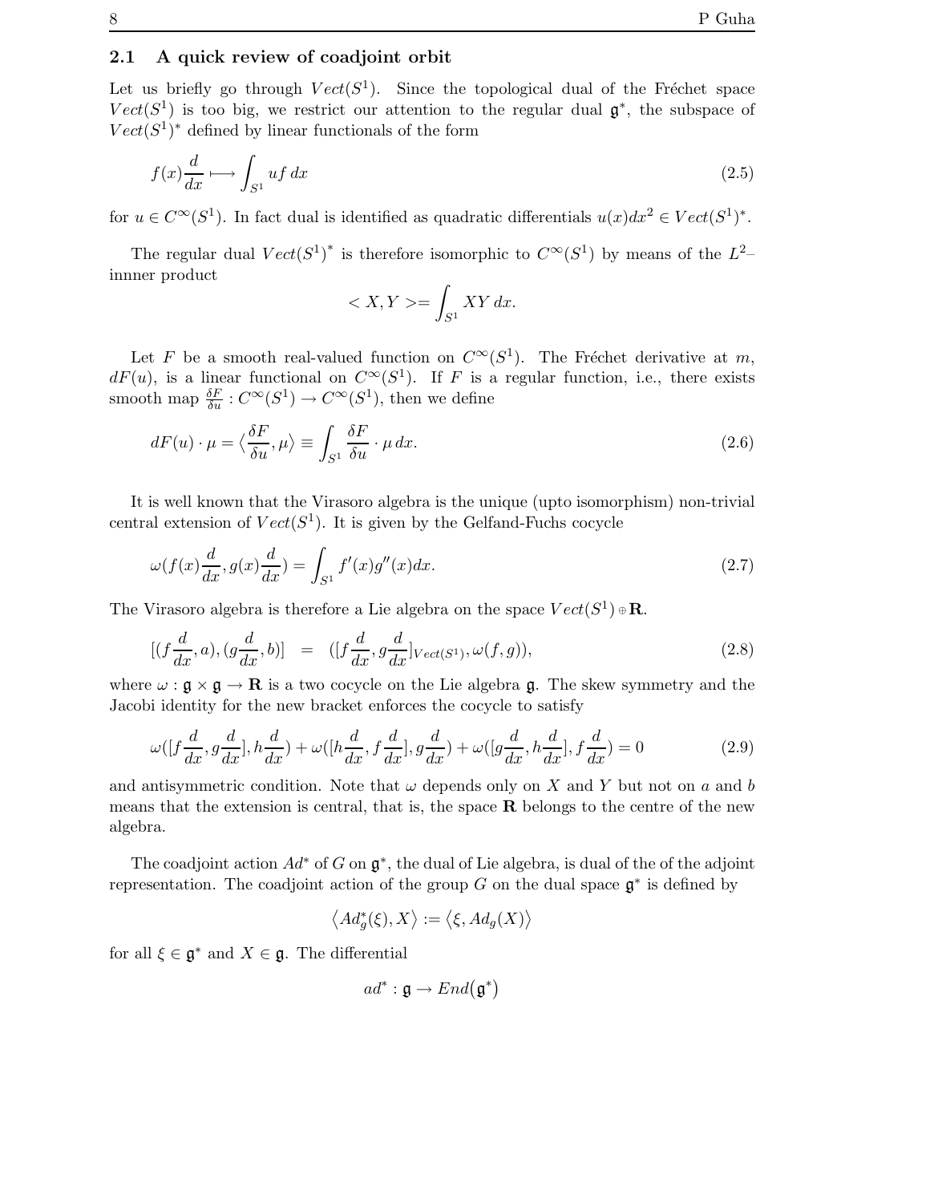### 2.1 A quick review of coadjoint orbit

Let us briefly go through $Vect(S^1)$. Since the topological dual of the Fréchet space $Vect(S^1)$ is too big, we restrict our attention to the regular dual $\mathfrak{g}^*$, the subspace of $Vect(S^1)^*$ defined by linear functionals of the form

$$f(x)\frac{d}{dx} \longmapsto \int_{S^1} uf\,dx \tag{2.5}$$

for $u \in C^\infty(S^1)$. In fact dual is identified as quadratic differentials $u(x)dx^2 \in Vect(S^1)^*$.

The regular dual $Vect(S^1)^*$ is therefore isomorphic to $C^\infty(S^1)$ by means of the $L^2$–innner product

$$< X, Y >= \int_{S^1} XY\,dx.$$

Let $F$ be a smooth real-valued function on $C^\infty(S^1)$. The Fréchet derivative at $m$, $dF(u)$, is a linear functional on $C^\infty(S^1)$. If $F$ is a regular function, i.e., there exists smooth map $\frac{\delta F}{\delta u} : C^\infty(S^1) \to C^\infty(S^1)$, then we define

$$dF(u)\cdot\mu = \left\langle \frac{\delta F}{\delta u}, \mu \right\rangle \equiv \int_{S^1} \frac{\delta F}{\delta u}\cdot\mu\,dx. \tag{2.6}$$

It is well known that the Virasoro algebra is the unique (upto isomorphism) non-trivial central extension of $Vect(S^1)$. It is given by the Gelfand-Fuchs cocycle

$$\omega(f(x)\frac{d}{dx}, g(x)\frac{d}{dx}) = \int_{S^1} f'(x)g''(x)dx. \tag{2.7}$$

The Virasoro algebra is therefore a Lie algebra on the space $Vect(S^1) \oplus \mathbf{R}$.

$$[(f\frac{d}{dx}, a), (g\frac{d}{dx}, b)] \;\;=\;\; ([f\frac{d}{dx}, g\frac{d}{dx}]_{Vect(S^1)}, \omega(f, g)), \tag{2.8}$$

where $\omega : \mathfrak{g}\times\mathfrak{g} \to \mathbf{R}$ is a two cocycle on the Lie algebra $\mathfrak{g}$. The skew symmetry and the Jacobi identity for the new bracket enforces the cocycle to satisfy

$$\omega([f\frac{d}{dx}, g\frac{d}{dx}], h\frac{d}{dx}) + \omega([h\frac{d}{dx}, f\frac{d}{dx}], g\frac{d}{dx}) + \omega([g\frac{d}{dx}, h\frac{d}{dx}], f\frac{d}{dx}) = 0 \tag{2.9}$$

and antisymmetric condition. Note that $\omega$ depends only on $X$ and $Y$ but not on $a$ and $b$ means that the extension is central, that is, the space $\mathbf{R}$ belongs to the centre of the new algebra.

The coadjoint action $Ad^*$ of $G$ on $\mathfrak{g}^*$, the dual of Lie algebra, is dual of the of the adjoint representation. The coadjoint action of the group $G$ on the dual space $\mathfrak{g}^*$ is defined by

$$\left\langle Ad^*_g(\xi), X \right\rangle := \left\langle \xi, Ad_g(X) \right\rangle$$

for all $\xi \in \mathfrak{g}^*$ and $X \in \mathfrak{g}$. The differential

$$ad^* : \mathfrak{g} \to End\big(\mathfrak{g}^*\big)$$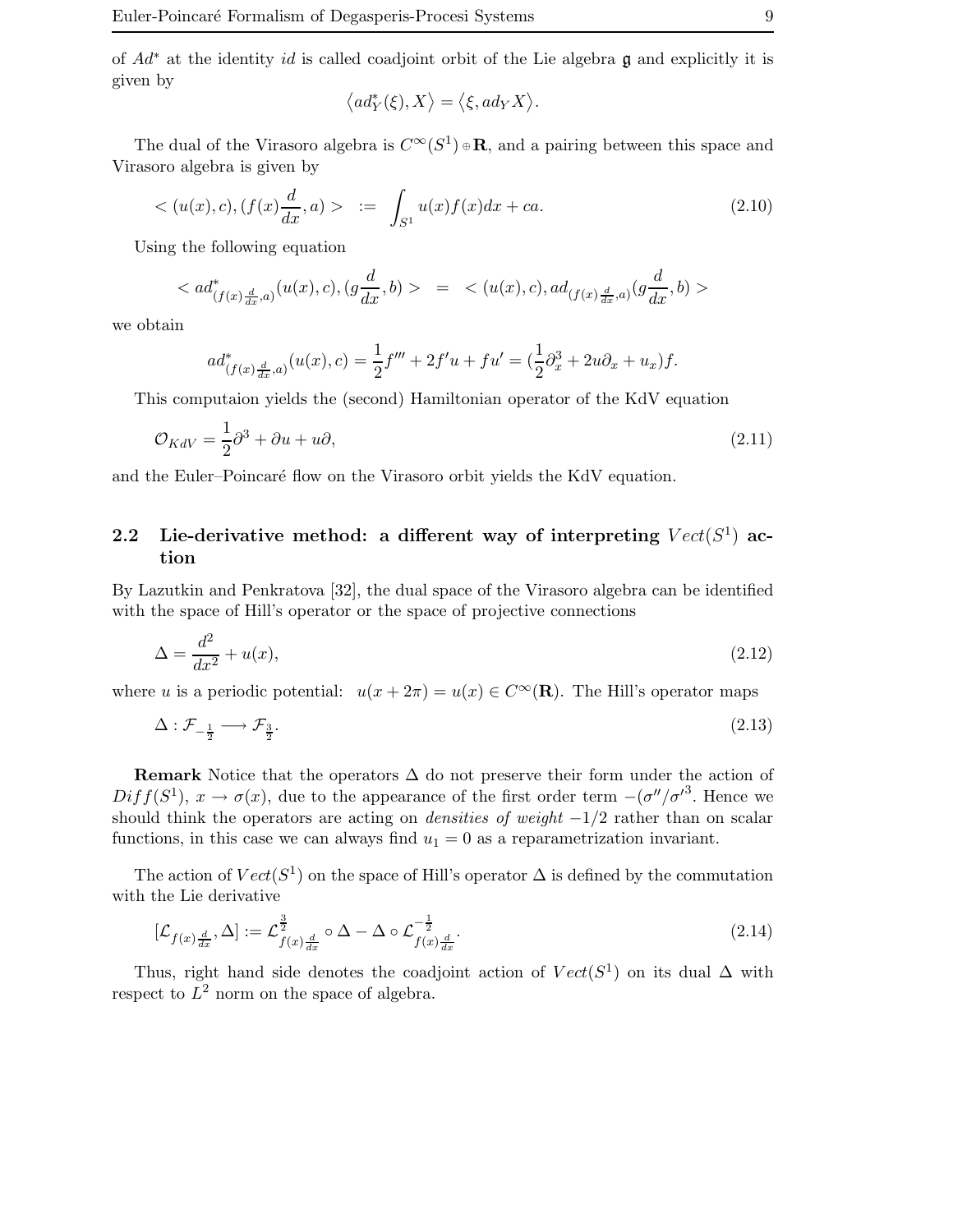of $Ad^*$ at the identity $id$ is called coadjoint orbit of the Lie algebra $\mathfrak{g}$ and explicitly it is given by

$$\langle ad^*_Y(\xi), X\rangle = \langle \xi, ad_Y X\rangle.$$

The dual of the Virasoro algebra is $C^\infty(S^1)\oplus\mathbf{R}$, and a pairing between this space and Virasoro algebra is given by

$$< (u(x), c), (f(x)\frac{d}{dx}, a) > \;:=\; \int_{S^1} u(x)f(x)dx + ca. \tag{2.10}$$

Using the following equation

$$< ad^*_{(f(x)\frac{d}{dx},a)}(u(x), c), (g\frac{d}{dx}, b) > \;=\; < (u(x), c), ad_{(f(x)\frac{d}{dx},a)}(g\frac{d}{dx}, b) >$$

we obtain

$$ad^*_{(f(x)\frac{d}{dx},a)}(u(x), c) = \frac{1}{2}f''' + 2f'u + fu' = (\frac{1}{2}\partial_x^3 + 2u\partial_x + u_x)f.$$

This computaion yields the (second) Hamiltonian operator of the KdV equation

$$\mathcal{O}_{KdV} = \frac{1}{2}\partial^3 + \partial u + u\partial, \tag{2.11}$$

and the Euler–Poincaré flow on the Virasoro orbit yields the KdV equation.

## 2.2 Lie-derivative method: a different way of interpreting $Vect(S^1)$ action

By Lazutkin and Penkratova [32], the dual space of the Virasoro algebra can be identified with the space of Hill's operator or the space of projective connections

$$\Delta = \frac{d^2}{dx^2} + u(x), \tag{2.12}$$

where $u$ is a periodic potential: $u(x + 2\pi) = u(x) \in C^\infty(\mathbf{R})$. The Hill's operator maps

$$\Delta : \mathcal{F}_{-\frac{1}{2}} \longrightarrow \mathcal{F}_{\frac{3}{2}}. \tag{2.13}$$

**Remark** Notice that the operators $\Delta$ do not preserve their form under the action of $Diff(S^1)$, $x \to \sigma(x)$, due to the appearance of the first order term $-(\sigma''/\sigma'^3$. Hence we should think the operators are acting on *densities of weight* $-1/2$ rather than on scalar functions, in this case we can always find $u_1 = 0$ as a reparametrization invariant.

The action of $Vect(S^1)$ on the space of Hill's operator $\Delta$ is defined by the commutation with the Lie derivative

$$[\mathcal{L}_{f(x)\frac{d}{dx}}, \Delta] := \mathcal{L}^{\frac{3}{2}}_{f(x)\frac{d}{dx}} \circ \Delta - \Delta \circ \mathcal{L}^{-\frac{1}{2}}_{f(x)\frac{d}{dx}}. \tag{2.14}$$

Thus, right hand side denotes the coadjoint action of $Vect(S^1)$ on its dual $\Delta$ with respect to $L^2$ norm on the space of algebra.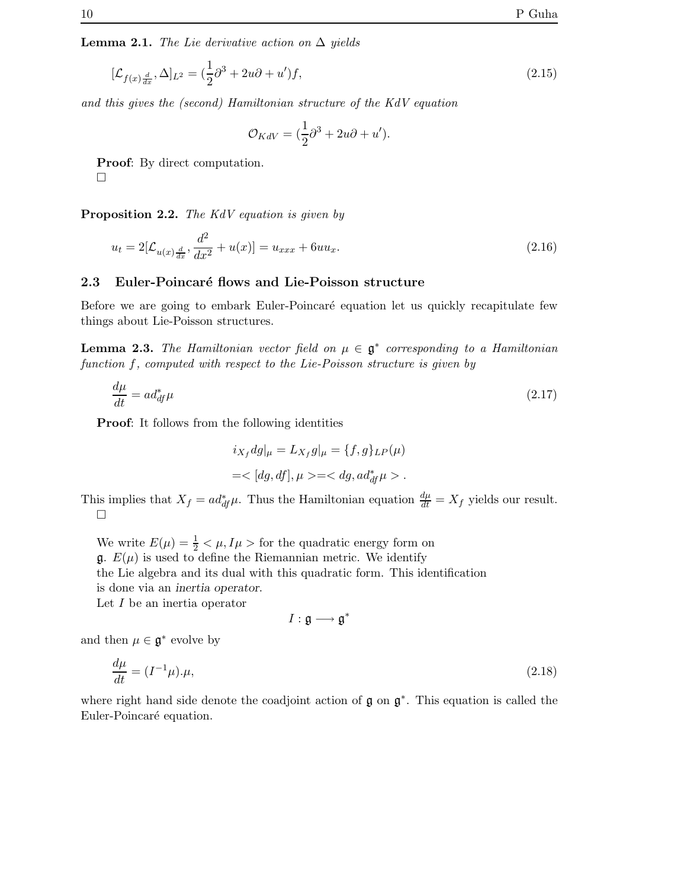**Lemma 2.1.** *The Lie derivative action on $\Delta$ yields*

$$[\mathcal{L}_{f(x)\frac{d}{dx}}, \Delta]_{L^2} = (\frac{1}{2}\partial^3 + 2u\partial + u')f, \tag{2.15}$$

*and this gives the (second) Hamiltonian structure of the KdV equation*

$$\mathcal{O}_{KdV} = (\frac{1}{2}\partial^3 + 2u\partial + u').$$

**Proof**: By direct computation.
□

**Proposition 2.2.** *The KdV equation is given by*

$$u_t = 2[\mathcal{L}_{u(x)\frac{d}{dx}}, \frac{d^2}{dx^2} + u(x)] = u_{xxx} + 6uu_x. \tag{2.16}$$

## 2.3 Euler-Poincaré flows and Lie-Poisson structure

Before we are going to embark Euler-Poincaré equation let us quickly recapitulate few things about Lie-Poisson structures.

**Lemma 2.3.** *The Hamiltonian vector field on $\mu \in \mathfrak{g}^*$ corresponding to a Hamiltonian function $f$, computed with respect to the Lie-Poisson structure is given by*

$$\frac{d\mu}{dt} = ad^*_{df}\mu \tag{2.17}$$

**Proof**: It follows from the following identities

$$i_{X_f}dg|_\mu = L_{X_f}g|_\mu = \{f, g\}_{LP}(\mu)$$

$$=< [dg, df], \mu >=< dg, ad^*_{df}\mu > .$$

This implies that $X_f = ad^*_{df}\mu$. Thus the Hamiltonian equation $\frac{d\mu}{dt} = X_f$ yields our result.
□

We write $E(\mu) = \frac{1}{2} < \mu, I\mu >$ for the quadratic energy form on $\mathfrak{g}$. $E(\mu)$ is used to define the Riemannian metric. We identify the Lie algebra and its dual with this quadratic form. This identification is done via an *inertia operator*.
Let $I$ be an inertia operator

$$I : \mathfrak{g} \longrightarrow \mathfrak{g}^*$$

and then $\mu \in \mathfrak{g}^*$ evolve by

$$\frac{d\mu}{dt} = (I^{-1}\mu).\mu, \tag{2.18}$$

where right hand side denote the coadjoint action of $\mathfrak{g}$ on $\mathfrak{g}^*$. This equation is called the Euler-Poincaré equation.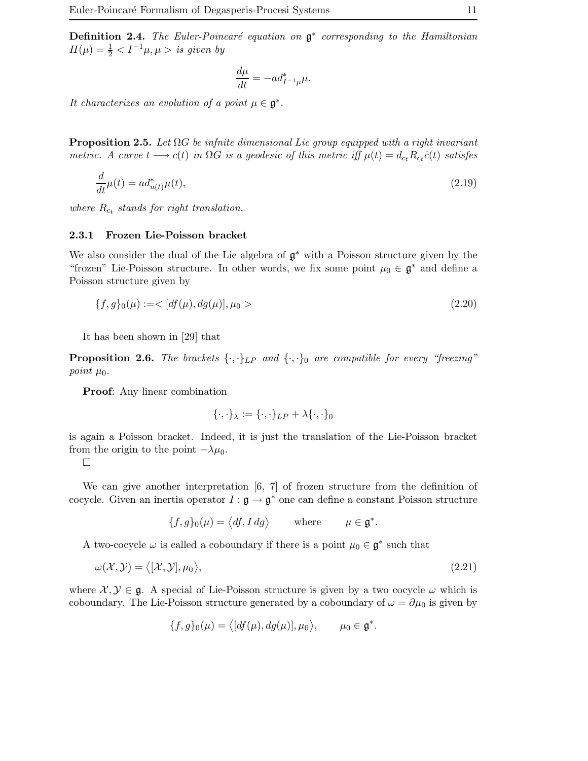**Definition 2.4.** *The Euler-Poincaré equation on $\mathfrak{g}^*$ corresponding to the Hamiltonian $H(\mu) = \frac{1}{2} < I^{-1}\mu, \mu >$ is given by*

$$\frac{d\mu}{dt} = -ad^*_{I^{-1}\mu}\mu.$$

*It characterizes an evolution of a point $\mu \in \mathfrak{g}^*$.*

**Proposition 2.5.** *Let $\Omega G$ be infnite dimensional Lie group equipped with a right invariant metric. A curve $t \longrightarrow c(t)$ in $\Omega G$ is a geodesic of this metric iff $\mu(t) = d_{c_t} R_{c_t} \dot{c}(t)$ satisfes*

$$\frac{d}{dt}\mu(t) = ad^*_{u(t)}\mu(t), \tag{2.19}$$

*where $R_{c_t}$ stands for right translation.*

### 2.3.1 Frozen Lie-Poisson bracket

We also consider the dual of the Lie algebra of $\mathfrak{g}^*$ with a Poisson structure given by the "frozen" Lie-Poisson structure. In other words, we fix some point $\mu_0 \in \mathfrak{g}^*$ and define a Poisson structure given by

$$\{f, g\}_0(\mu) := < [df(\mu), dg(\mu)], \mu_0 > \tag{2.20}$$

It has been shown in [29] that

**Proposition 2.6.** *The brackets $\{\cdot, \cdot\}_{LP}$ and $\{\cdot, \cdot\}_0$ are compatible for every "freezing" point $\mu_0$.*

**Proof**: Any linear combination

$$\{\cdot, \cdot\}_\lambda := \{\cdot, \cdot\}_{LP} + \lambda\{\cdot, \cdot\}_0$$

is again a Poisson bracket. Indeed, it is just the translation of the Lie-Poisson bracket from the origin to the point $-\lambda\mu_0$.

□

We can give another interpretation [6, 7] of frozen structure from the definition of cocycle. Given an inertia operator $I : \mathfrak{g} \to \mathfrak{g}^*$ one can define a constant Poisson structure

$$\{f, g\}_0(\mu) = \langle df, I\, dg \rangle \qquad \text{where} \qquad \mu \in \mathfrak{g}^*.$$

A two-cocycle $\omega$ is called a coboundary if there is a point $\mu_0 \in \mathfrak{g}^*$ such that

$$\omega(\mathcal{X}, \mathcal{Y}) = \langle [\mathcal{X}, \mathcal{Y}], \mu_0 \rangle, \tag{2.21}$$

where $\mathcal{X}, \mathcal{Y} \in \mathfrak{g}$. A special of Lie-Poisson structure is given by a two cocycle $\omega$ which is coboundary. The Lie-Poisson structure generated by a coboundary of $\omega = \partial\mu_0$ is given by

$$\{f, g\}_0(\mu) = \langle [df(\mu), dg(\mu)], \mu_0 \rangle, \qquad \mu_0 \in \mathfrak{g}^*.$$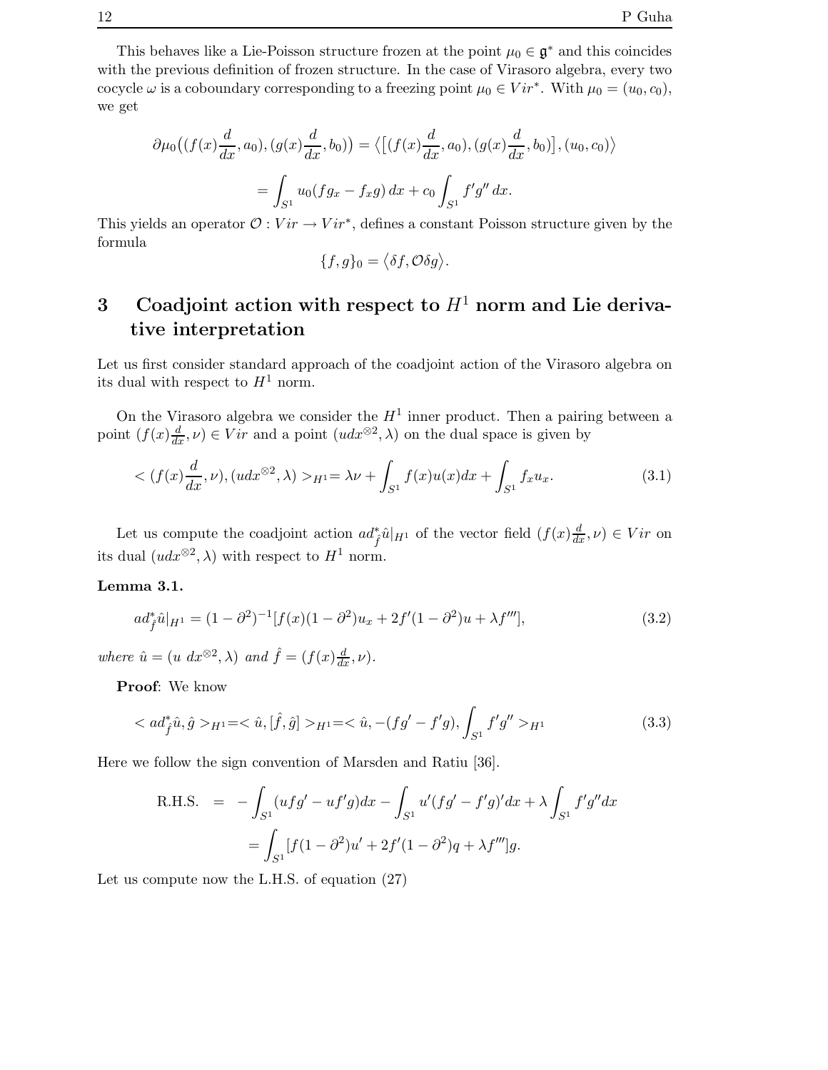This behaves like a Lie-Poisson structure frozen at the point $\mu_0 \in \mathfrak{g}^*$ and this coincides with the previous definition of frozen structure. In the case of Virasoro algebra, every two cocycle $\omega$ is a coboundary corresponding to a freezing point $\mu_0 \in Vir^*$. With $\mu_0 = (u_0, c_0)$, we get

$$\partial\mu_0\big((f(x)\frac{d}{dx}, a_0), (g(x)\frac{d}{dx}, b_0)\big) = \big\langle\big[(f(x)\frac{d}{dx}, a_0), (g(x)\frac{d}{dx}, b_0)\big], (u_0, c_0)\big\rangle$$

$$= \int_{S^1} u_0(fg_x - f_x g)\, dx + c_0 \int_{S^1} f' g''\, dx.$$

This yields an operator $\mathcal{O} : Vir \to Vir^*$, defines a constant Poisson structure given by the formula

$$\{f, g\}_0 = \big\langle \delta f, \mathcal{O}\delta g\big\rangle.$$

## 3 Coadjoint action with respect to $H^1$ norm and Lie derivative interpretation

Let us first consider standard approach of the coadjoint action of the Virasoro algebra on its dual with respect to $H^1$ norm.

On the Virasoro algebra we consider the $H^1$ inner product. Then a pairing between a point $(f(x)\frac{d}{dx}, \nu) \in Vir$ and a point $(udx^{\otimes 2}, \lambda)$ on the dual space is given by

$$< (f(x)\frac{d}{dx}, \nu), (udx^{\otimes 2}, \lambda) >_{H^1} = \lambda\nu + \int_{S^1} f(x)u(x)dx + \int_{S^1} f_x u_x. \tag{3.1}$$

Let us compute the coadjoint action $ad^*_{\hat{f}}\hat{u}|_{H^1}$ of the vector field $(f(x)\frac{d}{dx}, \nu) \in Vir$ on its dual $(udx^{\otimes 2}, \lambda)$ with respect to $H^1$ norm.

**Lemma 3.1.**

$$ad^*_{\hat{f}}\hat{u}|_{H^1} = (1 - \partial^2)^{-1}[f(x)(1 - \partial^2)u_x + 2f'(1 - \partial^2)u + \lambda f'''], \tag{3.2}$$

*where* $\hat{u} = (u\ dx^{\otimes 2}, \lambda)$ *and* $\hat{f} = (f(x)\frac{d}{dx}, \nu)$.

**Proof**: We know

$$< ad^*_{\hat{f}}\hat{u}, \hat{g} >_{H^1} = < \hat{u}, [\hat{f}, \hat{g}] >_{H^1} = < \hat{u}, -(fg' - f'g), \int_{S^1} f'g'' >_{H^1} \tag{3.3}$$

Here we follow the sign convention of Marsden and Ratiu [36].

$$\text{R.H.S.} \;\; = \;\; -\int_{S^1}(ufg' - uf'g)dx - \int_{S^1} u'(fg' - f'g)'dx + \lambda\int_{S^1} f'g''dx$$

$$= \int_{S^1}[f(1 - \partial^2)u' + 2f'(1 - \partial^2)q + \lambda f''']g.$$

Let us compute now the L.H.S. of equation (27)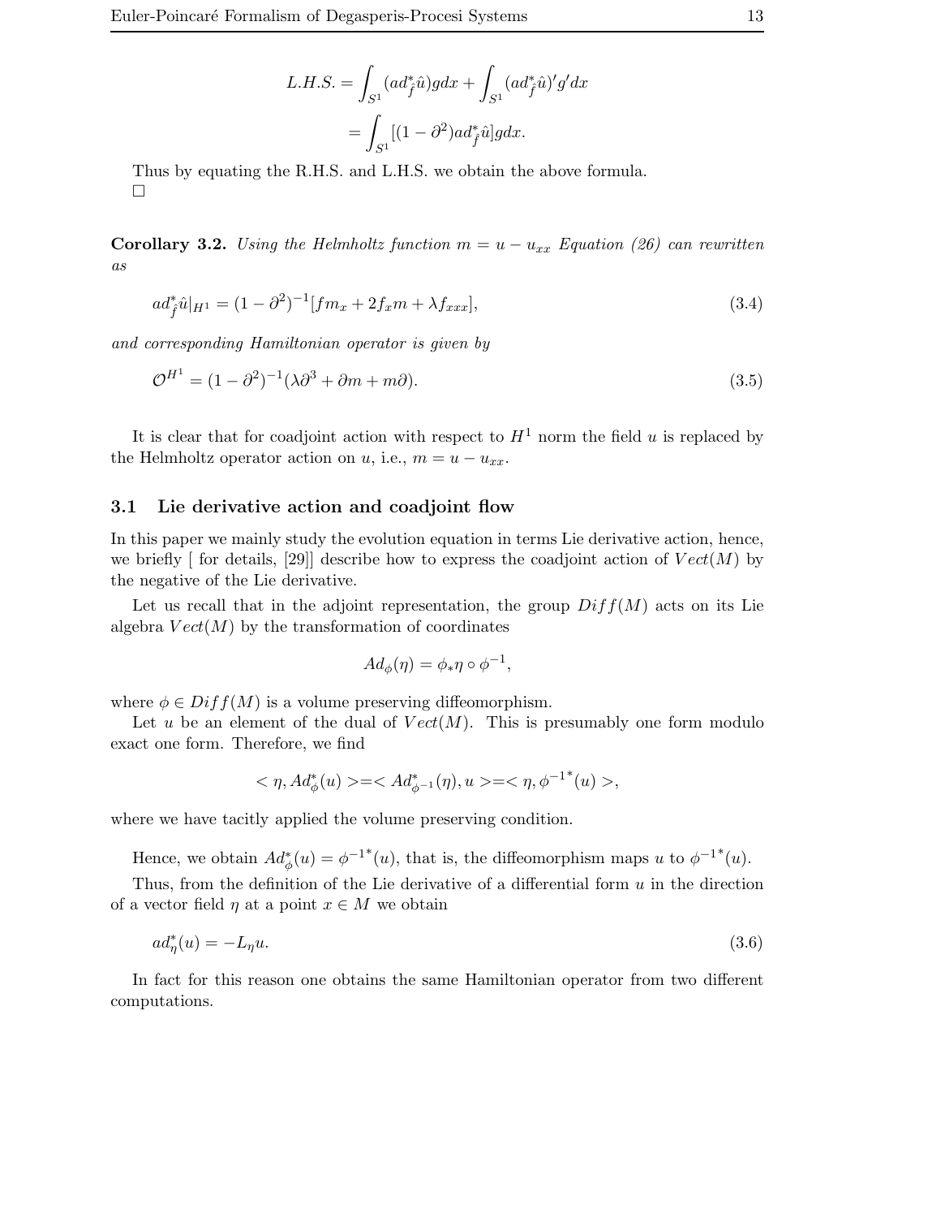$$L.H.S. = \int_{S^1} (ad^*_{\hat{f}} \hat{u}) g dx + \int_{S^1} (ad^*_{\hat{f}} \hat{u})' g' dx$$

$$= \int_{S^1} [(1 - \partial^2) ad^*_{\hat{f}} \hat{u}] g dx.$$

Thus by equating the R.H.S. and L.H.S. we obtain the above formula.
□

**Corollary 3.2.** *Using the Helmholtz function $m = u - u_{xx}$ Equation (26) can rewritten as*

$$ad^*_{\hat{f}} \hat{u}|_{H^1} = (1 - \partial^2)^{-1} [f m_x + 2 f_x m + \lambda f_{xxx}], \tag{3.4}$$

*and corresponding Hamiltonian operator is given by*

$$\mathcal{O}^{H^1} = (1 - \partial^2)^{-1} (\lambda \partial^3 + \partial m + m \partial). \tag{3.5}$$

It is clear that for coadjoint action with respect to $H^1$ norm the field $u$ is replaced by the Helmholtz operator action on $u$, i.e., $m = u - u_{xx}$.

## 3.1 Lie derivative action and coadjoint flow

In this paper we mainly study the evolution equation in terms Lie derivative action, hence, we briefly [ for details, [29]] describe how to express the coadjoint action of $Vect(M)$ by the negative of the Lie derivative.

Let us recall that in the adjoint representation, the group $Diff(M)$ acts on its Lie algebra $Vect(M)$ by the transformation of coordinates

$$Ad_\phi(\eta) = \phi_* \eta \circ \phi^{-1},$$

where $\phi \in Diff(M)$ is a volume preserving diffeomorphism.

Let $u$ be an element of the dual of $Vect(M)$. This is presumably one form modulo exact one form. Therefore, we find

$$< \eta, Ad^*_\phi(u) > = < Ad^*_{\phi^{-1}}(\eta), u > = < \eta, {\phi^{-1}}^*(u) >,$$

where we have tacitly applied the volume preserving condition.

Hence, we obtain $Ad^*_\phi(u) = {\phi^{-1}}^*(u)$, that is, the diffeomorphism maps $u$ to ${\phi^{-1}}^*(u)$.

Thus, from the definition of the Lie derivative of a differential form $u$ in the direction of a vector field $\eta$ at a point $x \in M$ we obtain

$$ad^*_\eta(u) = -L_\eta u. \tag{3.6}$$

In fact for this reason one obtains the same Hamiltonian operator from two different computations.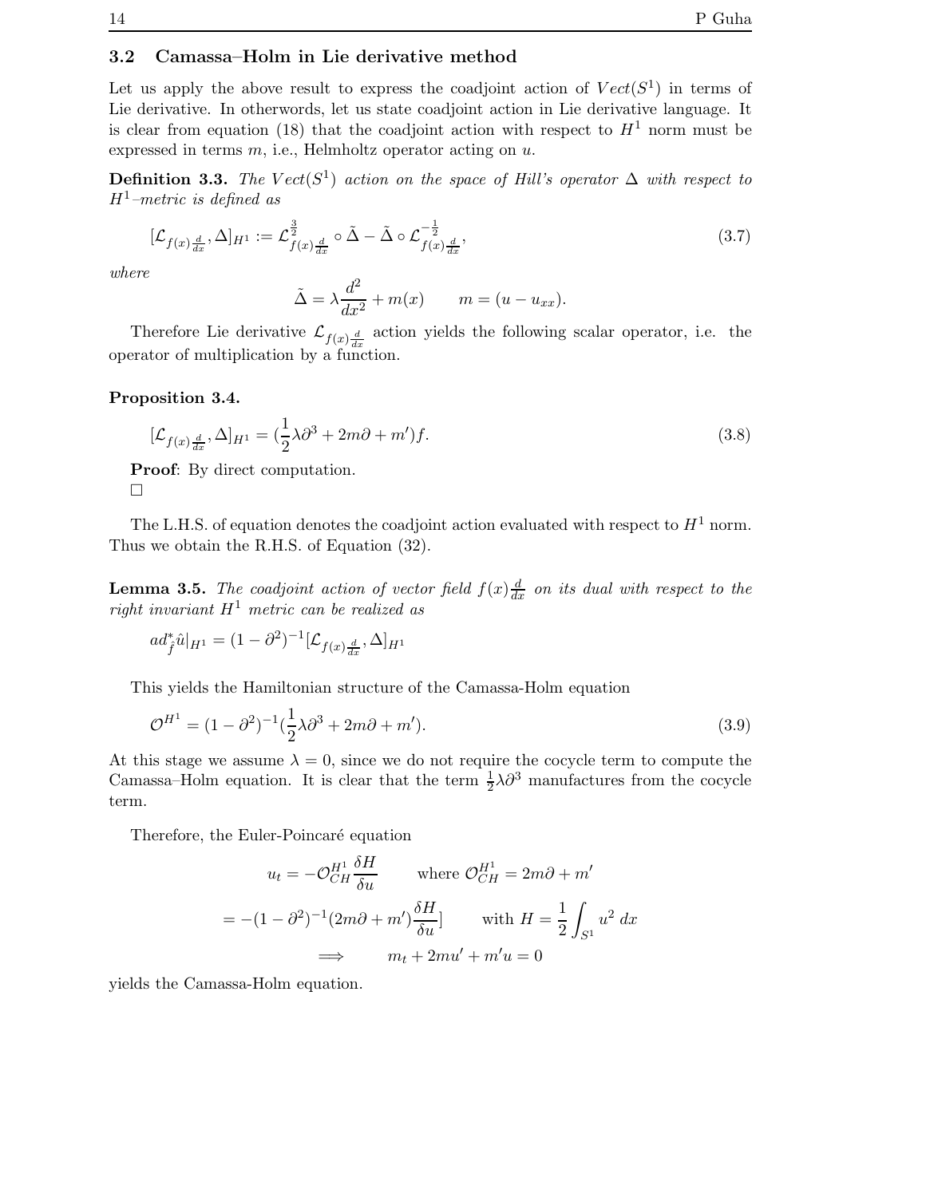### 3.2 Camassa–Holm in Lie derivative method

Let us apply the above result to express the coadjoint action of $Vect(S^1)$ in terms of Lie derivative. In otherwords, let us state coadjoint action in Lie derivative language. It is clear from equation (18) that the coadjoint action with respect to $H^1$ norm must be expressed in terms $m$, i.e., Helmholtz operator acting on $u$.

**Definition 3.3.** *The $Vect(S^1)$ action on the space of Hill's operator $\Delta$ with respect to $H^1$–metric is defined as*

$$[\mathcal{L}_{f(x)\frac{d}{dx}}, \Delta]_{H^1} := \mathcal{L}^{\frac{3}{2}}_{f(x)\frac{d}{dx}} \circ \tilde{\Delta} - \tilde{\Delta} \circ \mathcal{L}^{-\frac{1}{2}}_{f(x)\frac{d}{dx}}, \tag{3.7}$$

*where*

$$\tilde{\Delta} = \lambda \frac{d^2}{dx^2} + m(x) \qquad m = (u - u_{xx}).$$

Therefore Lie derivative $\mathcal{L}_{f(x)\frac{d}{dx}}$ action yields the following scalar operator, i.e. the operator of multiplication by a function.

**Proposition 3.4.**

$$[\mathcal{L}_{f(x)\frac{d}{dx}}, \Delta]_{H^1} = (\frac{1}{2}\lambda\partial^3 + 2m\partial + m')f. \tag{3.8}$$

**Proof**: By direct computation.
□

The L.H.S. of equation denotes the coadjoint action evaluated with respect to $H^1$ norm. Thus we obtain the R.H.S. of Equation (32).

**Lemma 3.5.** *The coadjoint action of vector field $f(x)\frac{d}{dx}$ on its dual with respect to the right invariant $H^1$ metric can be realized as*

$$ad^*_{\hat{f}}\hat{u}|_{H^1} = (1 - \partial^2)^{-1}[\mathcal{L}_{f(x)\frac{d}{dx}}, \Delta]_{H^1}$$

This yields the Hamiltonian structure of the Camassa-Holm equation

$$\mathcal{O}^{H^1} = (1 - \partial^2)^{-1}(\frac{1}{2}\lambda\partial^3 + 2m\partial + m'). \tag{3.9}$$

At this stage we assume $\lambda = 0$, since we do not require the cocycle term to compute the Camassa–Holm equation. It is clear that the term $\frac{1}{2}\lambda\partial^3$ manufactures from the cocycle term.

Therefore, the Euler-Poincaré equation

$$u_t = -\mathcal{O}^{H^1}_{CH}\frac{\delta H}{\delta u} \qquad \text{where } \mathcal{O}^{H^1}_{CH} = 2m\partial + m'$$

$$= -(1 - \partial^2)^{-1}(2m\partial + m')\frac{\delta H}{\delta u}] \qquad \text{with } H = \frac{1}{2}\int_{S^1} u^2 \, dx$$

$$\Longrightarrow \qquad m_t + 2mu' + m'u = 0$$

yields the Camassa-Holm equation.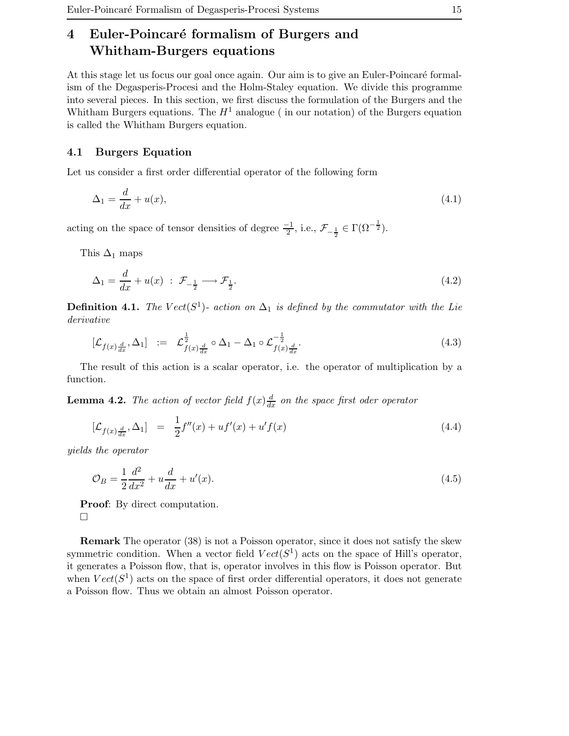# 4 Euler-Poincaré formalism of Burgers and Whitham-Burgers equations

At this stage let us focus our goal once again. Our aim is to give an Euler-Poincaré formalism of the Degasperis-Procesi and the Holm-Staley equation. We divide this programme into several pieces. In this section, we first discuss the formulation of the Burgers and the Whitham Burgers equations. The $H^1$ analogue ( in our notation) of the Burgers equation is called the Whitham Burgers equation.

## 4.1 Burgers Equation

Let us consider a first order differential operator of the following form

$$\Delta_1 = \frac{d}{dx} + u(x), \tag{4.1}$$

acting on the space of tensor densities of degree $\frac{-1}{2}$, i.e., $\mathcal{F}_{-\frac{1}{2}} \in \Gamma(\Omega^{-\frac{1}{2}})$.

This $\Delta_1$ maps

$$\Delta_1 = \frac{d}{dx} + u(x) \;:\; \mathcal{F}_{-\frac{1}{2}} \longrightarrow \mathcal{F}_{\frac{1}{2}}. \tag{4.2}$$

**Definition 4.1.** *The $Vect(S^1)$- action on $\Delta_1$ is defined by the commutator with the Lie derivative*

$$[\mathcal{L}_{f(x)\frac{d}{dx}}, \Delta_1] \;\; := \;\; \mathcal{L}^{\frac{1}{2}}_{f(x)\frac{d}{dx}} \circ \Delta_1 - \Delta_1 \circ \mathcal{L}^{-\frac{1}{2}}_{f(x)\frac{d}{dx}}. \tag{4.3}$$

The result of this action is a scalar operator, i.e. the operator of multiplication by a function.

**Lemma 4.2.** *The action of vector field $f(x)\frac{d}{dx}$ on the space first oder operator*

$$[\mathcal{L}_{f(x)\frac{d}{dx}}, \Delta_1] \;\; = \;\; \frac{1}{2}f''(x) + uf'(x) + u'f(x) \tag{4.4}$$

*yields the operator*

$$\mathcal{O}_B = \frac{1}{2}\frac{d^2}{dx^2} + u\frac{d}{dx} + u'(x). \tag{4.5}$$

**Proof**: By direct computation.
□

**Remark** The operator (38) is not a Poisson operator, since it does not satisfy the skew symmetric condition. When a vector field $Vect(S^1)$ acts on the space of Hill's operator, it generates a Poisson flow, that is, operator involves in this flow is Poisson operator. But when $Vect(S^1)$ acts on the space of first order differential operators, it does not generate a Poisson flow. Thus we obtain an almost Poisson operator.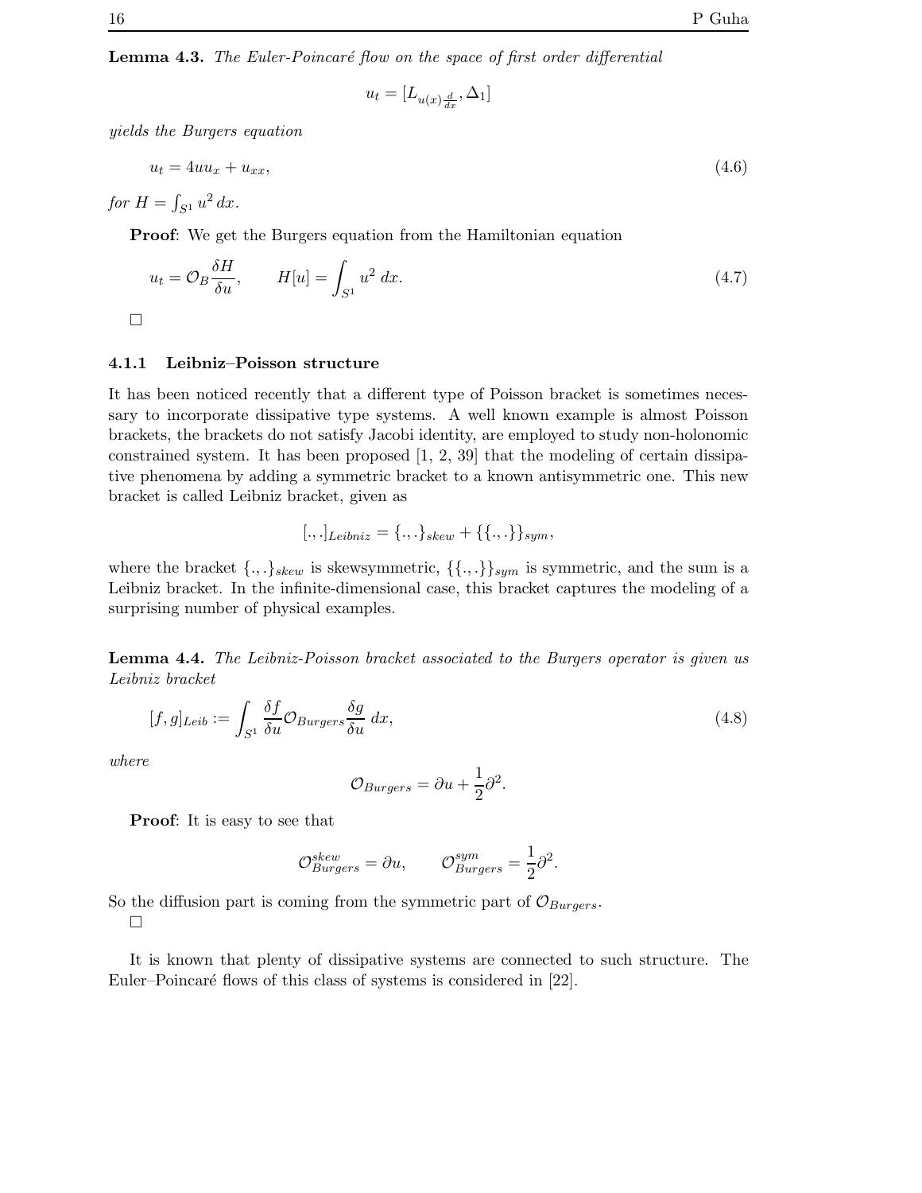**Lemma 4.3.** *The Euler-Poincaré flow on the space of first order differential*

$$u_t = [L_{u(x)\frac{d}{dx}}, \Delta_1]$$

*yields the Burgers equation*

$$u_t = 4uu_x + u_{xx}, \tag{4.6}$$

*for* $H = \int_{S^1} u^2 \, dx$.

**Proof**: We get the Burgers equation from the Hamiltonian equation

$$u_t = \mathcal{O}_B \frac{\delta H}{\delta u}, \qquad H[u] = \int_{S^1} u^2 \, dx. \tag{4.7}$$

□

### 4.1.1 Leibniz–Poisson structure

It has been noticed recently that a different type of Poisson bracket is sometimes necessary to incorporate dissipative type systems. A well known example is almost Poisson brackets, the brackets do not satisfy Jacobi identity, are employed to study non-holonomic constrained system. It has been proposed [1, 2, 39] that the modeling of certain dissipative phenomena by adding a symmetric bracket to a known antisymmetric one. This new bracket is called Leibniz bracket, given as

$$[.,.]_{Leibniz} = \{.,.\}_{skew} + \{\{.,.\}\}_{sym},$$

where the bracket $\{.,.\}_{skew}$ is skewsymmetric, $\{\{.,.\}\}_{sym}$ is symmetric, and the sum is a Leibniz bracket. In the infinite-dimensional case, this bracket captures the modeling of a surprising number of physical examples.

**Lemma 4.4.** *The Leibniz-Poisson bracket associated to the Burgers operator is given us Leibniz bracket*

$$[f, g]_{Leib} := \int_{S^1} \frac{\delta f}{\delta u} \mathcal{O}_{Burgers} \frac{\delta g}{\delta u} \, dx, \tag{4.8}$$

*where*

$$\mathcal{O}_{Burgers} = \partial u + \frac{1}{2}\partial^2.$$

**Proof**: It is easy to see that

$$\mathcal{O}^{skew}_{Burgers} = \partial u, \qquad \mathcal{O}^{sym}_{Burgers} = \frac{1}{2}\partial^2.$$

So the diffusion part is coming from the symmetric part of $\mathcal{O}_{Burgers}$.

□

It is known that plenty of dissipative systems are connected to such structure. The Euler–Poincaré flows of this class of systems is considered in [22].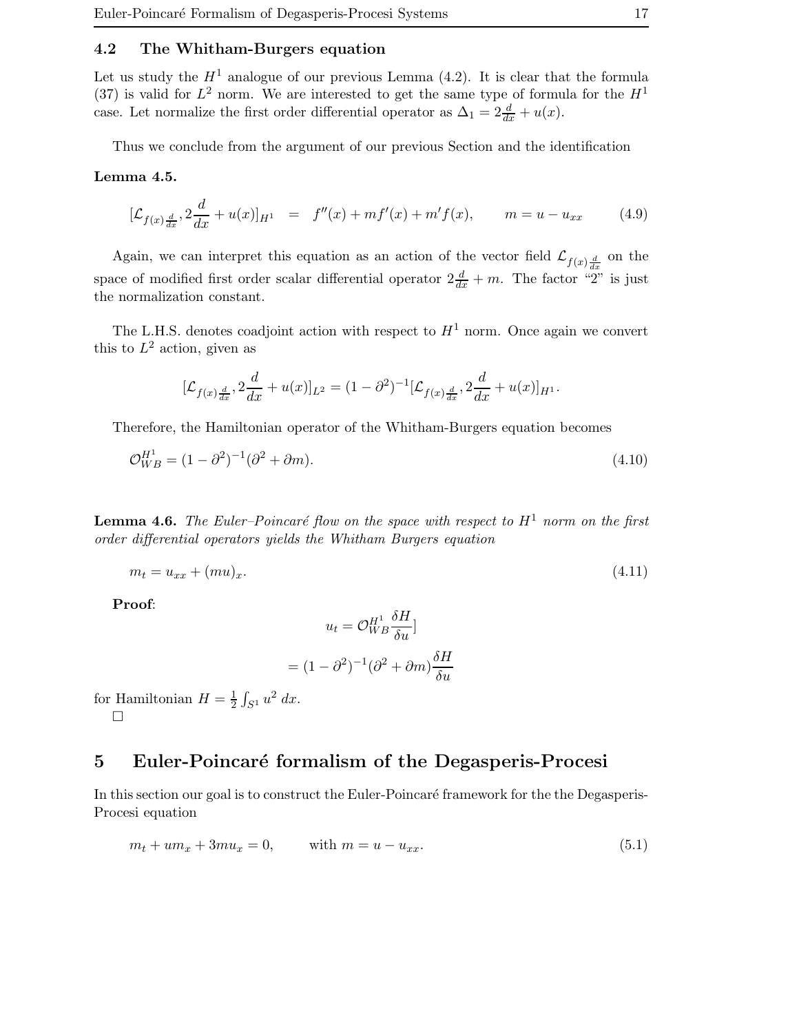### 4.2 The Whitham-Burgers equation

Let us study the $H^1$ analogue of our previous Lemma (4.2). It is clear that the formula (37) is valid for $L^2$ norm. We are interested to get the same type of formula for the $H^1$ case. Let normalize the first order differential operator as $\Delta_1 = 2\frac{d}{dx} + u(x)$.

Thus we conclude from the argument of our previous Section and the identification

**Lemma 4.5.**

$$[\mathcal{L}_{f(x)\frac{d}{dx}}, 2\frac{d}{dx} + u(x)]_{H^1} \;\; = \;\; f''(x) + mf'(x) + m'f(x), \qquad m = u - u_{xx} \tag{4.9}$$

Again, we can interpret this equation as an action of the vector field $\mathcal{L}_{f(x)\frac{d}{dx}}$ on the space of modified first order scalar differential operator $2\frac{d}{dx} + m$. The factor "2" is just the normalization constant.

The L.H.S. denotes coadjoint action with respect to $H^1$ norm. Once again we convert this to $L^2$ action, given as

$$[\mathcal{L}_{f(x)\frac{d}{dx}}, 2\frac{d}{dx} + u(x)]_{L^2} = (1 - \partial^2)^{-1}[\mathcal{L}_{f(x)\frac{d}{dx}}, 2\frac{d}{dx} + u(x)]_{H^1}.$$

Therefore, the Hamiltonian operator of the Whitham-Burgers equation becomes

$$\mathcal{O}^{H^1}_{WB} = (1 - \partial^2)^{-1}(\partial^2 + \partial m). \tag{4.10}$$

**Lemma 4.6.** *The Euler–Poincaré flow on the space with respect to $H^1$ norm on the first order differential operators yields the Whitham Burgers equation*

$$m_t = u_{xx} + (mu)_x. \tag{4.11}$$

**Proof**:

$$u_t = \mathcal{O}^{H^1}_{WB}\frac{\delta H}{\delta u}]$$
$$= (1 - \partial^2)^{-1}(\partial^2 + \partial m)\frac{\delta H}{\delta u}$$

for Hamiltonian $H = \frac{1}{2}\int_{S^1} u^2 \, dx$.

□

## 5 Euler-Poincaré formalism of the Degasperis-Procesi

In this section our goal is to construct the Euler-Poincaré framework for the the Degasperis-Procesi equation

$$m_t + um_x + 3mu_x = 0, \qquad \text{with } m = u - u_{xx}. \tag{5.1}$$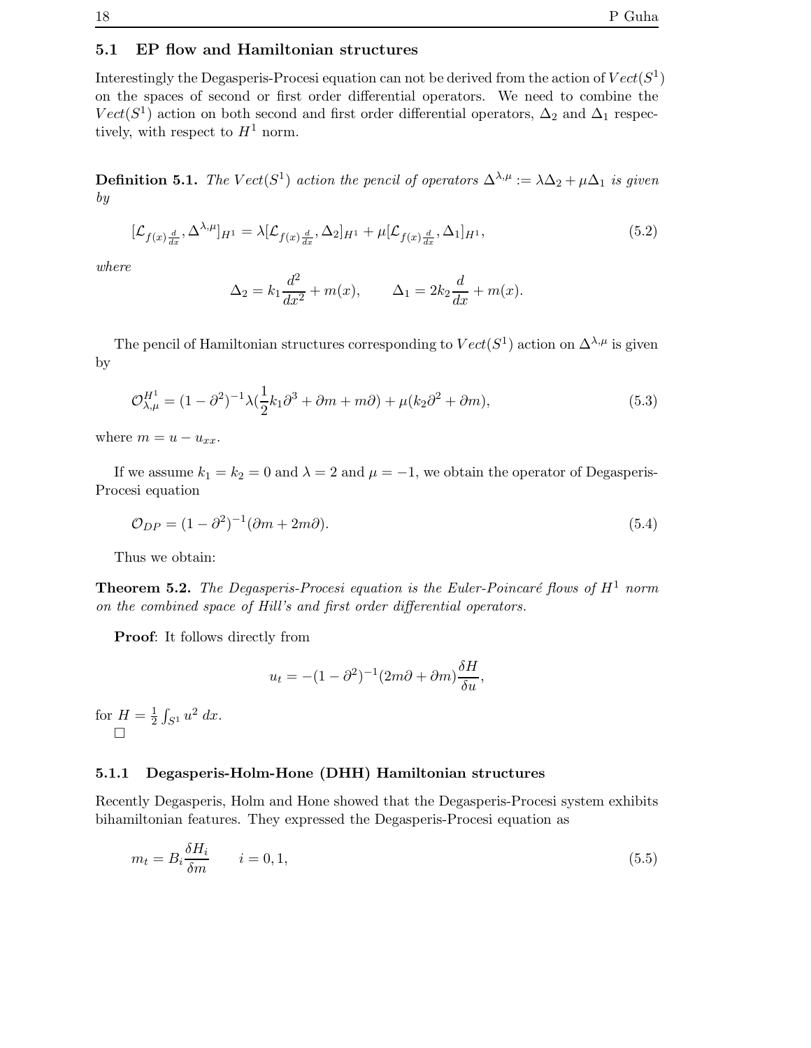### 5.1 EP flow and Hamiltonian structures

Interestingly the Degasperis-Procesi equation can not be derived from the action of $Vect(S^1)$ on the spaces of second or first order differential operators. We need to combine the $Vect(S^1)$ action on both second and first order differential operators, $\Delta_2$ and $\Delta_1$ respectively, with respect to $H^1$ norm.

**Definition 5.1.** *The $Vect(S^1)$ action the pencil of operators $\Delta^{\lambda,\mu} := \lambda\Delta_2 + \mu\Delta_1$ is given by*

$$[\mathcal{L}_{f(x)\frac{d}{dx}}, \Delta^{\lambda,\mu}]_{H^1} = \lambda[\mathcal{L}_{f(x)\frac{d}{dx}}, \Delta_2]_{H^1} + \mu[\mathcal{L}_{f(x)\frac{d}{dx}}, \Delta_1]_{H^1}, \tag{5.2}$$

*where*

$$\Delta_2 = k_1\frac{d^2}{dx^2} + m(x), \qquad \Delta_1 = 2k_2\frac{d}{dx} + m(x).$$

The pencil of Hamiltonian structures corresponding to $Vect(S^1)$ action on $\Delta^{\lambda,\mu}$ is given by

$$\mathcal{O}^{H^1}_{\lambda,\mu} = (1-\partial^2)^{-1}\lambda(\frac{1}{2}k_1\partial^3 + \partial m + m\partial) + \mu(k_2\partial^2 + \partial m), \tag{5.3}$$

where $m = u - u_{xx}$.

If we assume $k_1 = k_2 = 0$ and $\lambda = 2$ and $\mu = -1$, we obtain the operator of Degasperis-Procesi equation

$$\mathcal{O}_{DP} = (1-\partial^2)^{-1}(\partial m + 2m\partial). \tag{5.4}$$

Thus we obtain:

**Theorem 5.2.** *The Degasperis-Procesi equation is the Euler-Poincaré flows of $H^1$ norm on the combined space of Hill's and first order differential operators.*

**Proof**: It follows directly from

$$u_t = -(1-\partial^2)^{-1}(2m\partial + \partial m)\frac{\delta H}{\delta u},$$

for $H = \frac{1}{2}\int_{S^1} u^2\, dx$.
□

#### 5.1.1 Degasperis-Holm-Hone (DHH) Hamiltonian structures

Recently Degasperis, Holm and Hone showed that the Degasperis-Procesi system exhibits bihamiltonian features. They expressed the Degasperis-Procesi equation as

$$m_t = B_i\frac{\delta H_i}{\delta m} \qquad i = 0, 1, \tag{5.5}$$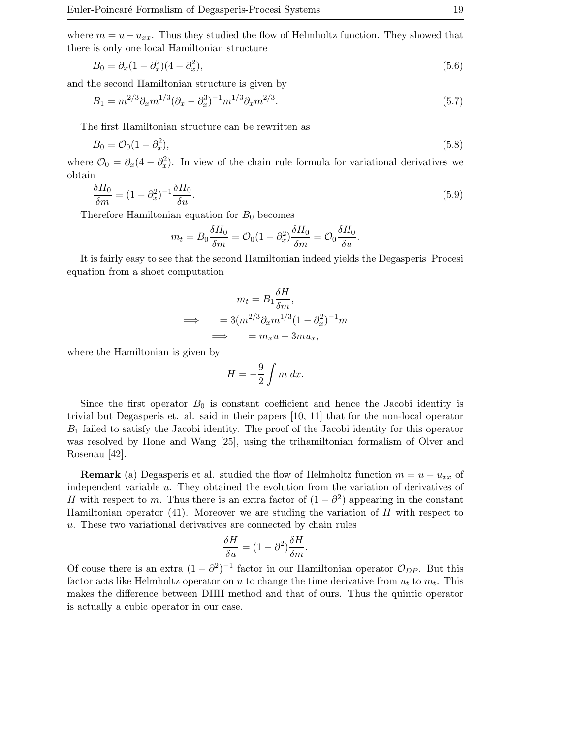where $m = u - u_{xx}$. Thus they studied the flow of Helmholtz function. They showed that there is only one local Hamiltonian structure

$$B_0 = \partial_x(1 - \partial_x^2)(4 - \partial_x^2), \tag{5.6}$$

and the second Hamiltonian structure is given by

$$B_1 = m^{2/3}\partial_x m^{1/3}(\partial_x - \partial_x^3)^{-1} m^{1/3}\partial_x m^{2/3}. \tag{5.7}$$

The first Hamiltonian structure can be rewritten as

$$B_0 = \mathcal{O}_0(1 - \partial_x^2), \tag{5.8}$$

where $\mathcal{O}_0 = \partial_x(4 - \partial_x^2)$. In view of the chain rule formula for variational derivatives we obtain

$$\frac{\delta H_0}{\delta m} = (1 - \partial_x^2)^{-1}\frac{\delta H_0}{\delta u}. \tag{5.9}$$

Therefore Hamiltonian equation for $B_0$ becomes

$$m_t = B_0\frac{\delta H_0}{\delta m} = \mathcal{O}_0(1 - \partial_x^2)\frac{\delta H_0}{\delta m} = \mathcal{O}_0\frac{\delta H_0}{\delta u}.$$

It is fairly easy to see that the second Hamiltonian indeed yields the Degasperis–Procesi equation from a shoet computation

$$\begin{aligned} m_t &= B_1\frac{\delta H}{\delta m}, \\ \Longrightarrow \quad &= 3(m^{2/3}\partial_x m^{1/3}(1 - \partial_x^2)^{-1} m \\ \Longrightarrow \quad &= m_x u + 3m u_x, \end{aligned}$$

where the Hamiltonian is given by

$$H = -\frac{9}{2}\int m\, dx.$$

Since the first operator $B_0$ is constant coefficient and hence the Jacobi identity is trivial but Degasperis et. al. said in their papers [10, 11] that for the non-local operator $B_1$ failed to satisfy the Jacobi identity. The proof of the Jacobi identity for this operator was resolved by Hone and Wang [25], using the trihamiltonian formalism of Olver and Rosenau [42].

**Remark** (a) Degasperis et al. studied the flow of Helmholtz function $m = u - u_{xx}$ of independent variable $u$. They obtained the evolution from the variation of derivatives of $H$ with respect to $m$. Thus there is an extra factor of $(1 - \partial^2)$ appearing in the constant Hamiltonian operator (41). Moreover we are steding the variation of $H$ with respect to $u$. These two variational derivatives are connected by chain rules

$$\frac{\delta H}{\delta u} = (1 - \partial^2)\frac{\delta H}{\delta m}.$$

Of couse there is an extra $(1 - \partial^2)^{-1}$ factor in our Hamiltonian operator $\mathcal{O}_{DP}$. But this factor acts like Helmholtz operator on $u$ to change the time derivative from $u_t$ to $m_t$. This makes the difference between DHH method and that of ours. Thus the quintic operator is actually a cubic operator in our case.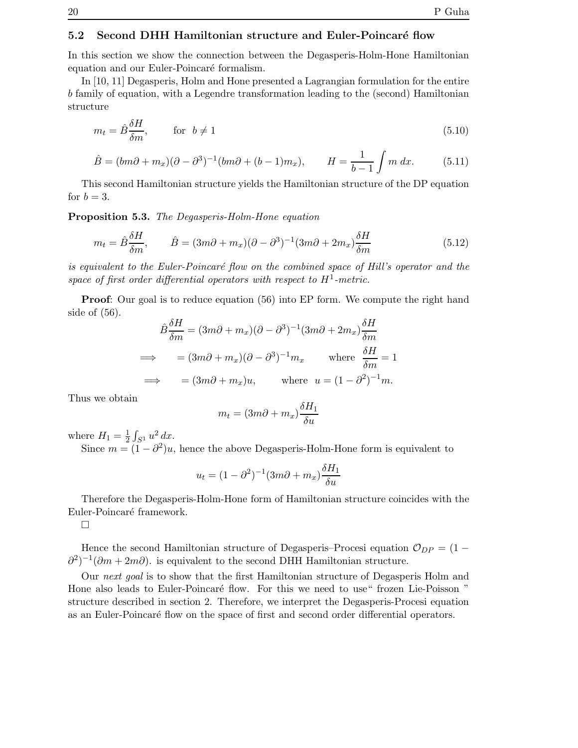### 5.2 Second DHH Hamiltonian structure and Euler-Poincaré flow

In this section we show the connection between the Degasperis-Holm-Hone Hamiltonian equation and our Euler-Poincaré formalism.

In [10, 11] Degasperis, Holm and Hone presented a Lagrangian formulation for the entire $b$ family of equation, with a Legendre transformation leading to the (second) Hamiltonian structure

$$m_t = \hat{B}\frac{\delta H}{\delta m}, \qquad \text{for } \; b \neq 1 \tag{5.10}$$

$$\hat{B} = (bm\partial + m_x)(\partial - \partial^3)^{-1}(bm\partial + (b-1)m_x), \qquad H = \frac{1}{b-1}\int m \, dx. \tag{5.11}$$

This second Hamiltonian structure yields the Hamiltonian structure of the DP equation for $b = 3$.

**Proposition 5.3.** *The Degasperis-Holm-Hone equation*

$$m_t = \hat{B}\frac{\delta H}{\delta m}, \qquad \hat{B} = (3m\partial + m_x)(\partial - \partial^3)^{-1}(3m\partial + 2m_x)\frac{\delta H}{\delta m} \tag{5.12}$$

*is equivalent to the Euler-Poincaré flow on the combined space of Hill's operator and the space of first order differential operators with respect to $H^1$-metric.*

**Proof**: Our goal is to reduce equation (56) into EP form. We compute the right hand side of (56).

$$\begin{aligned}
\hat{B}\frac{\delta H}{\delta m} &= (3m\partial + m_x)(\partial - \partial^3)^{-1}(3m\partial + 2m_x)\frac{\delta H}{\delta m} \\
\Longrightarrow \qquad &= (3m\partial + m_x)(\partial - \partial^3)^{-1}m_x \qquad \text{where } \; \frac{\delta H}{\delta m} = 1 \\
\Longrightarrow \qquad &= (3m\partial + m_x)u, \qquad \text{where } \; u = (1 - \partial^2)^{-1}m.
\end{aligned}$$

Thus we obtain

$$m_t = (3m\partial + m_x)\frac{\delta H_1}{\delta u}$$

where $H_1 = \frac{1}{2}\int_{S^1} u^2 \, dx$.

Since $m = (1 - \partial^2)u$, hence the above Degasperis-Holm-Hone form is equivalent to

$$u_t = (1 - \partial^2)^{-1}(3m\partial + m_x)\frac{\delta H_1}{\delta u}$$

Therefore the Degasperis-Holm-Hone form of Hamiltonian structure coincides with the Euler-Poincaré framework.

□

Hence the second Hamiltonian structure of Degasperis–Procesi equation $\mathcal{O}_{DP} = (1 - \partial^2)^{-1}(\partial m + 2m\partial)$. is equivalent to the second DHH Hamiltonian structure.

Our *next goal* is to show that the first Hamiltonian structure of Degasperis Holm and Hone also leads to Euler-Poincaré flow. For this we need to use" frozen Lie-Poisson " structure described in section 2. Therefore, we interpret the Degasperis-Procesi equation as an Euler-Poincaré flow on the space of first and second order differential operators.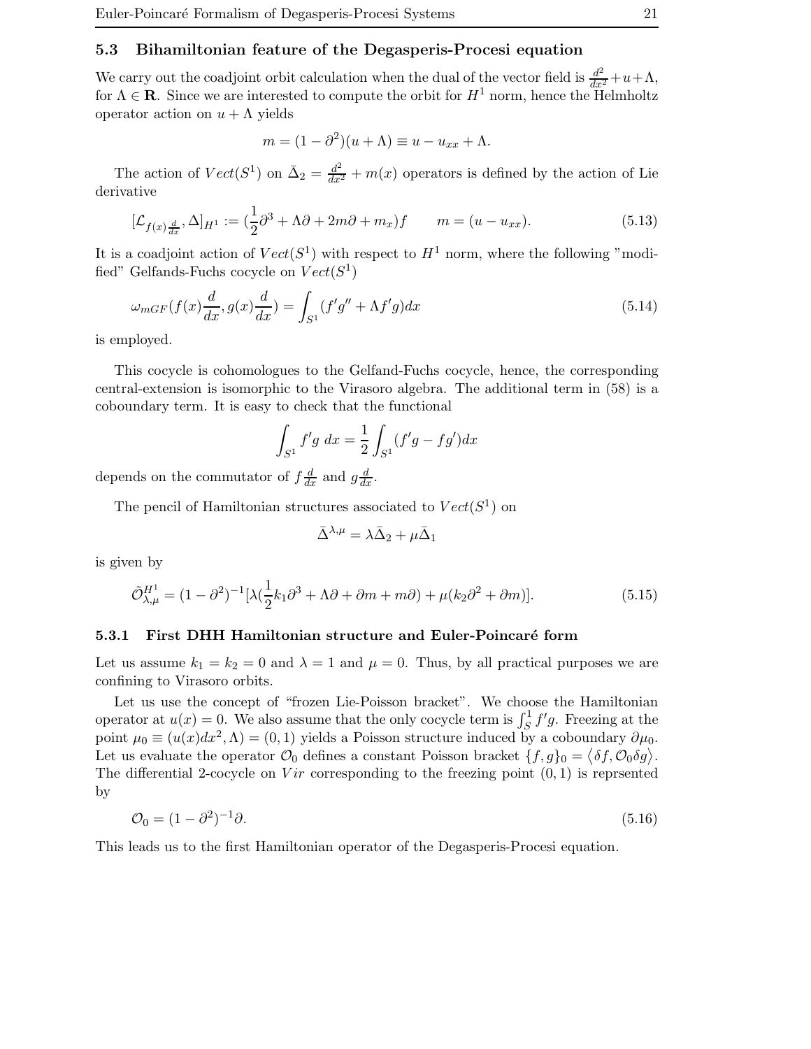### 5.3 Bihamiltonian feature of the Degasperis-Procesi equation

We carry out the coadjoint orbit calculation when the dual of the vector field is $\frac{d^2}{dx^2}+u+\Lambda$, for $\Lambda \in \mathbf{R}$. Since we are interested to compute the orbit for $H^1$ norm, hence the Helmholtz operator action on $u+\Lambda$ yields

$$m = (1-\partial^2)(u+\Lambda) \equiv u - u_{xx} + \Lambda.$$

The action of $Vect(S^1)$ on $\bar{\Delta}_2 = \frac{d^2}{dx^2} + m(x)$ operators is defined by the action of Lie derivative

$$[\mathcal{L}_{f(x)\frac{d}{dx}}, \Delta]_{H^1} := (\frac{1}{2}\partial^3 + \Lambda\partial + 2m\partial + m_x)f \qquad m = (u - u_{xx}). \tag{5.13}$$

It is a coadjoint action of $Vect(S^1)$ with respect to $H^1$ norm, where the following "modified" Gelfands-Fuchs cocycle on $Vect(S^1)$

$$\omega_{mGF}(f(x)\frac{d}{dx}, g(x)\frac{d}{dx}) = \int_{S^1}(f'g'' + \Lambda f'g)dx \tag{5.14}$$

is employed.

This cocycle is cohomologues to the Gelfand-Fuchs cocycle, hence, the corresponding central-extension is isomorphic to the Virasoro algebra. The additional term in (58) is a coboundary term. It is easy to check that the functional

$$\int_{S^1} f'g \; dx = \frac{1}{2}\int_{S^1}(f'g - fg')dx$$

depends on the commutator of $f\frac{d}{dx}$ and $g\frac{d}{dx}$.

The pencil of Hamiltonian structures associated to $Vect(S^1)$ on

$$\bar{\Delta}^{\lambda,\mu} = \lambda\bar{\Delta}_2 + \mu\bar{\Delta}_1$$

is given by

$$\tilde{\mathcal{O}}^{H^1}_{\lambda,\mu} = (1-\partial^2)^{-1}[\lambda(\frac{1}{2}k_1\partial^3 + \Lambda\partial + \partial m + m\partial) + \mu(k_2\partial^2 + \partial m)]. \tag{5.15}$$

#### 5.3.1 First DHH Hamiltonian structure and Euler-Poincaré form

Let us assume $k_1 = k_2 = 0$ and $\lambda = 1$ and $\mu = 0$. Thus, by all practical purposes we are confining to Virasoro orbits.

Let us use the concept of "frozen Lie-Poisson bracket". We choose the Hamiltonian operator at $u(x) = 0$. We also assume that the only cocycle term is $\int_S^1 f'g$. Freezing at the point $\mu_0 \equiv (u(x)dx^2, \Lambda) = (0,1)$ yields a Poisson structure induced by a coboundary $\partial\mu_0$. Let us evaluate the operator $\mathcal{O}_0$ defines a constant Poisson bracket $\{f,g\}_0 = \langle \delta f, \mathcal{O}_0 \delta g\rangle$. The differential 2-cocycle on $Vir$ corresponding to the freezing point $(0,1)$ is reprsented by

$$\mathcal{O}_0 = (1-\partial^2)^{-1}\partial. \tag{5.16}$$

This leads us to the first Hamiltonian operator of the Degasperis-Procesi equation.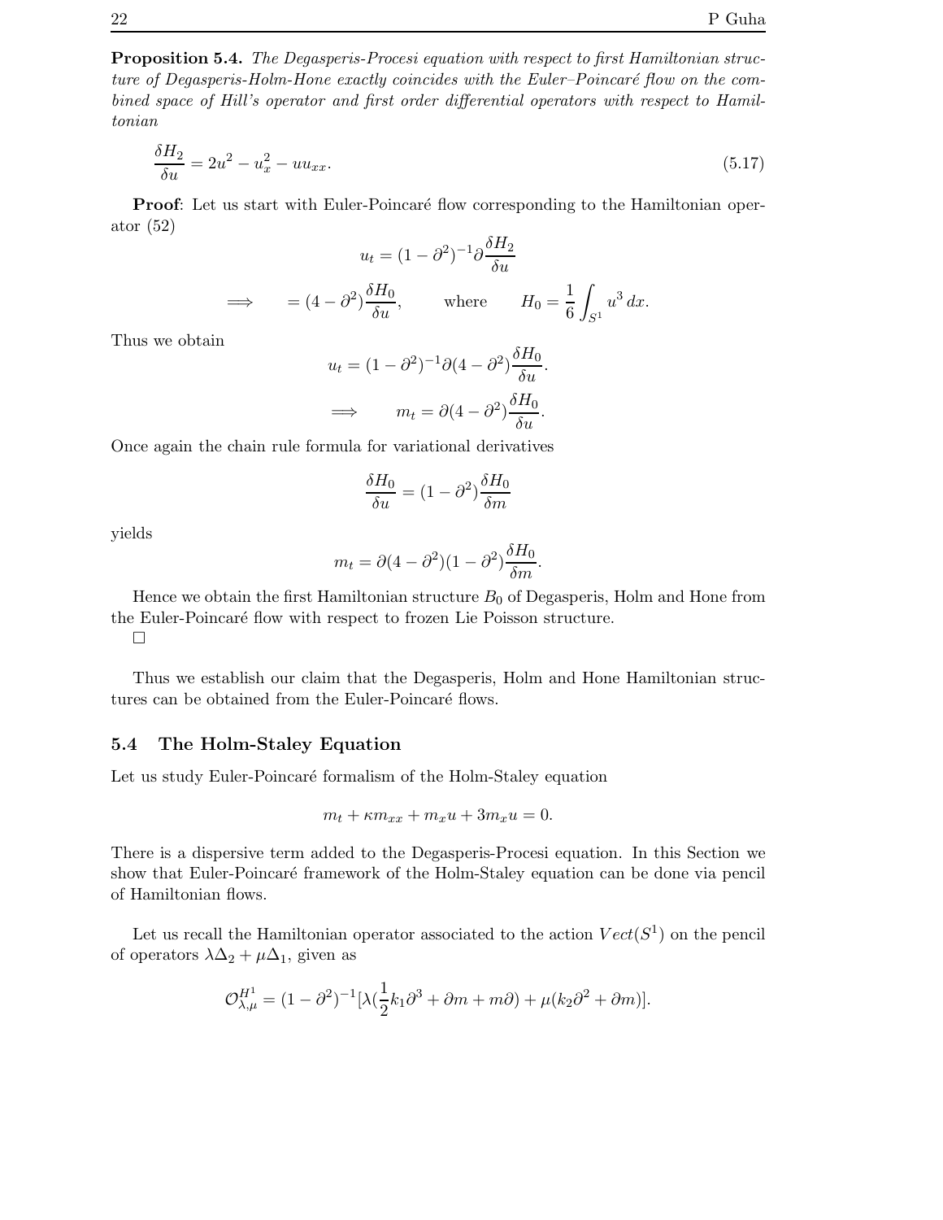**Proposition 5.4.** *The Degasperis-Procesi equation with respect to first Hamiltonian structure of Degasperis-Holm-Hone exactly coincides with the Euler–Poincaré flow on the combined space of Hill's operator and first order differential operators with respect to Hamiltonian*

$$\frac{\delta H_2}{\delta u} = 2u^2 - u_x^2 - uu_{xx}. \tag{5.17}$$

**Proof**: Let us start with Euler-Poincaré flow corresponding to the Hamiltonian operator (52)

$$u_t = (1-\partial^2)^{-1}\partial \frac{\delta H_2}{\delta u}$$

$$\Longrightarrow \qquad = (4-\partial^2)\frac{\delta H_0}{\delta u}, \qquad \text{where} \qquad H_0 = \frac{1}{6}\int_{S^1} u^3\, dx.$$

Thus we obtain

$$u_t = (1-\partial^2)^{-1}\partial(4-\partial^2)\frac{\delta H_0}{\delta u}.$$

$$\Longrightarrow \qquad m_t = \partial(4-\partial^2)\frac{\delta H_0}{\delta u}.$$

Once again the chain rule formula for variational derivatives

$$\frac{\delta H_0}{\delta u} = (1-\partial^2)\frac{\delta H_0}{\delta m}$$

yields

$$m_t = \partial(4-\partial^2)(1-\partial^2)\frac{\delta H_0}{\delta m}.$$

Hence we obtain the first Hamiltonian structure $B_0$ of Degasperis, Holm and Hone from the Euler-Poincaré flow with respect to frozen Lie Poisson structure.

□

Thus we establish our claim that the Degasperis, Holm and Hone Hamiltonian structures can be obtained from the Euler-Poincaré flows.

### 5.4 The Holm-Staley Equation

Let us study Euler-Poincaré formalism of the Holm-Staley equation

$$m_t + \kappa m_{xx} + m_x u + 3m_x u = 0.$$

There is a dispersive term added to the Degasperis-Procesi equation. In this Section we show that Euler-Poincaré framework of the Holm-Staley equation can be done via pencil of Hamiltonian flows.

Let us recall the Hamiltonian operator associated to the action $Vect(S^1)$ on the pencil of operators $\lambda\Delta_2 + \mu\Delta_1$, given as

$$\mathcal{O}^{H^1}_{\lambda,\mu} = (1-\partial^2)^{-1}[\lambda(\frac{1}{2}k_1\partial^3 + \partial m + m\partial) + \mu(k_2\partial^2 + \partial m)].$$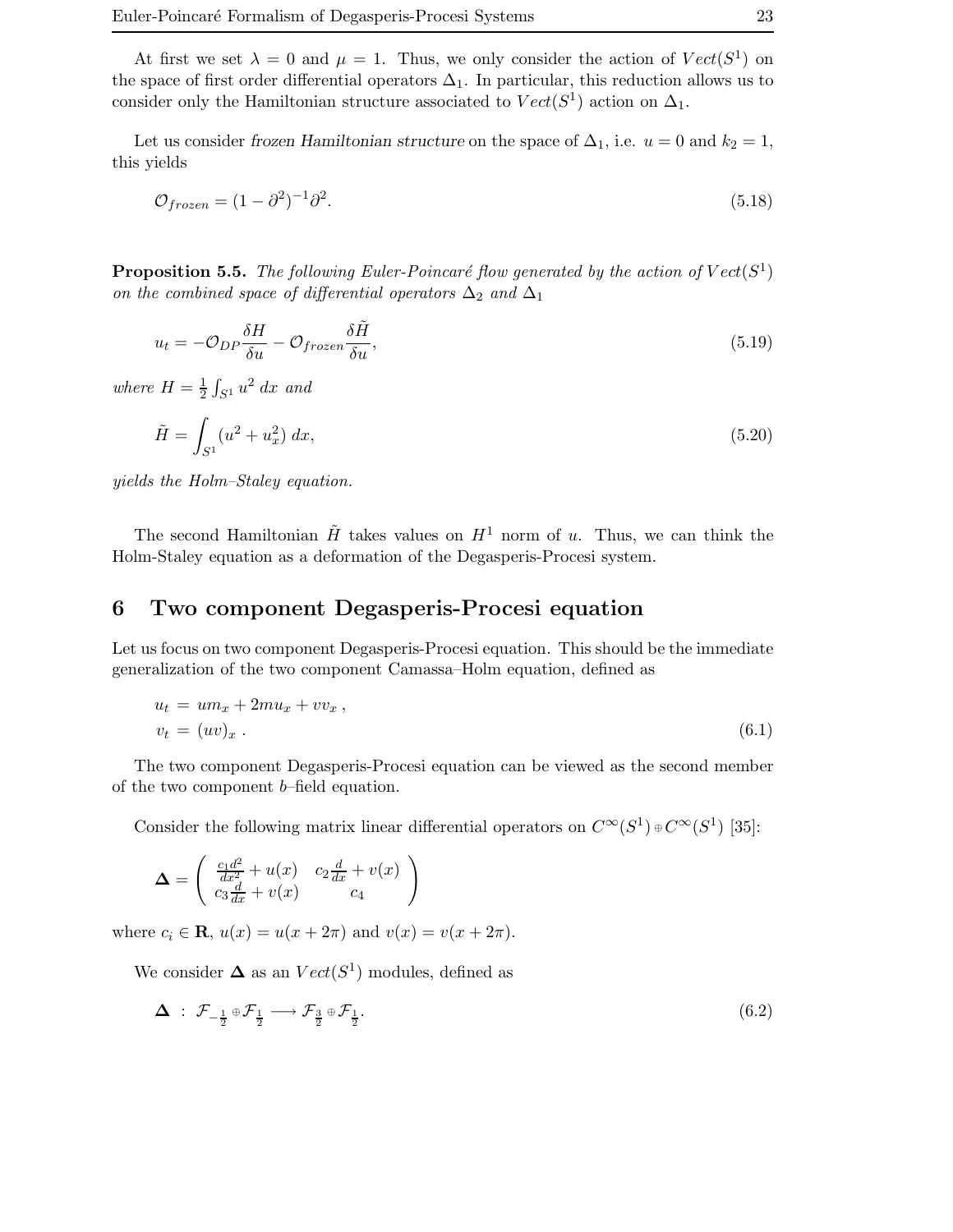At first we set $\lambda = 0$ and $\mu = 1$. Thus, we only consider the action of $Vect(S^1)$ on the space of first order differential operators $\Delta_1$. In particular, this reduction allows us to consider only the Hamiltonian structure associated to $Vect(S^1)$ action on $\Delta_1$.

Let us consider *frozen Hamiltonian structure* on the space of $\Delta_1$, i.e. $u = 0$ and $k_2 = 1$, this yields

$$\mathcal{O}_{frozen} = (1 - \partial^2)^{-1}\partial^2. \tag{5.18}$$

**Proposition 5.5.** *The following Euler-Poincaré flow generated by the action of $Vect(S^1)$ on the combined space of differential operators $\Delta_2$ and $\Delta_1$*

$$u_t = -\mathcal{O}_{DP}\frac{\delta H}{\delta u} - \mathcal{O}_{frozen}\frac{\delta \tilde{H}}{\delta u}, \tag{5.19}$$

*where $H = \frac{1}{2}\int_{S^1} u^2\, dx$ and*

$$\tilde{H} = \int_{S^1}(u^2 + u_x^2)\, dx, \tag{5.20}$$

*yields the Holm–Staley equation.*

The second Hamiltonian $\tilde{H}$ takes values on $H^1$ norm of $u$. Thus, we can think the Holm-Staley equation as a deformation of the Degasperis-Procesi system.

## 6 Two component Degasperis-Procesi equation

Let us focus on two component Degasperis-Procesi equation. This should be the immediate generalization of the two component Camassa–Holm equation, defined as

$$\begin{aligned} u_t &= um_x + 2mu_x + vv_x\,, \\ v_t &= (uv)_x\,. \end{aligned} \tag{6.1}$$

The two component Degasperis-Procesi equation can be viewed as the second member of the two component $b$–field equation.

Consider the following matrix linear differential operators on $C^\infty(S^1) \oplus C^\infty(S^1)$ [35]:

$$\mathbf{\Delta} = \begin{pmatrix} \frac{c_1 d^2}{dx^2} + u(x) & c_2\frac{d}{dx} + v(x) \\ c_3\frac{d}{dx} + v(x) & c_4 \end{pmatrix}$$

where $c_i \in \mathbf{R}$, $u(x) = u(x + 2\pi)$ and $v(x) = v(x + 2\pi)$.

We consider $\mathbf{\Delta}$ as an $Vect(S^1)$ modules, defined as

$$\mathbf{\Delta}\ :\ \mathcal{F}_{-\frac{1}{2}} \oplus \mathcal{F}_{\frac{1}{2}} \longrightarrow \mathcal{F}_{\frac{3}{2}} \oplus \mathcal{F}_{\frac{1}{2}}. \tag{6.2}$$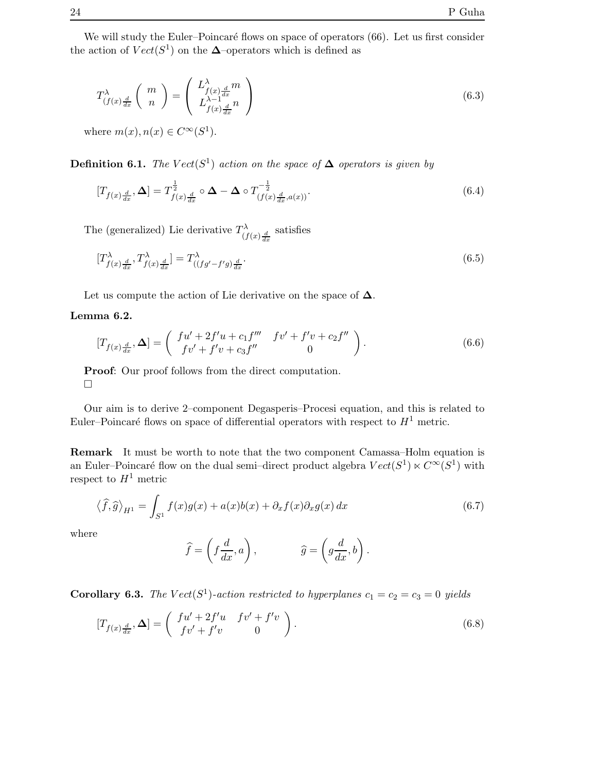We will study the Euler–Poincaré flows on space of operators (66). Let us first consider the action of $Vect(S^1)$ on the $\mathbf{\Delta}$–operators which is defined as

$$T^{\lambda}_{(f(x)\frac{d}{dx}} \begin{pmatrix} m \\ n \end{pmatrix} = \begin{pmatrix} L^{\lambda}_{f(x)\frac{d}{dx}} m \\ L^{\lambda-1}_{f(x)\frac{d}{dx}} n \end{pmatrix} \tag{6.3}$$

where $m(x), n(x) \in C^{\infty}(S^1)$.

**Definition 6.1.** *The $Vect(S^1)$ action on the space of $\mathbf{\Delta}$ operators is given by*

$$[T_{f(x)\frac{d}{dx}}, \mathbf{\Delta}] = T^{\frac{1}{2}}_{f(x)\frac{d}{dx}} \circ \mathbf{\Delta} - \mathbf{\Delta} \circ T^{-\frac{1}{2}}_{(f(x)\frac{d}{dx}, a(x))}. \tag{6.4}$$

The (generalized) Lie derivative $T^{\lambda}_{(f(x)\frac{d}{dx}}$ satisfies

$$[T^{\lambda}_{f(x)\frac{d}{dx}}, T^{\lambda}_{f(x)\frac{d}{dx}}] = T^{\lambda}_{((fg'-f'g)\frac{d}{dx}}. \tag{6.5}$$

Let us compute the action of Lie derivative on the space of $\mathbf{\Delta}$.

**Lemma 6.2.**

$$[T_{f(x)\frac{d}{dx}}, \mathbf{\Delta}] = \begin{pmatrix} fu' + 2f'u + c_1 f''' & fv' + f'v + c_2 f'' \\ fv' + f'v + c_3 f'' & 0 \end{pmatrix}. \tag{6.6}$$

**Proof**: Our proof follows from the direct computation.
□

Our aim is to derive 2–component Degasperis–Procesi equation, and this is related to Euler–Poincaré flows on space of differential operators with respect to $H^1$ metric.

**Remark** It must be worth to note that the two component Camassa–Holm equation is an Euler–Poincaré flow on the dual semi–direct product algebra $Vect(S^1) \ltimes C^{\infty}(S^1)$ with respect to $H^1$ metric

$$\langle \widehat{f}, \widehat{g} \rangle_{H^1} = \int_{S^1} f(x)g(x) + a(x)b(x) + \partial_x f(x) \partial_x g(x)\, dx \tag{6.7}$$

where

$$\widehat{f} = \left( f\frac{d}{dx}, a \right), \qquad \widehat{g} = \left( g\frac{d}{dx}, b \right).$$

**Corollary 6.3.** *The $Vect(S^1)$-action restricted to hyperplanes $c_1 = c_2 = c_3 = 0$ yields*

$$[T_{f(x)\frac{d}{dx}}, \mathbf{\Delta}] = \begin{pmatrix} fu' + 2f'u & fv' + f'v \\ fv' + f'v & 0 \end{pmatrix}. \tag{6.8}$$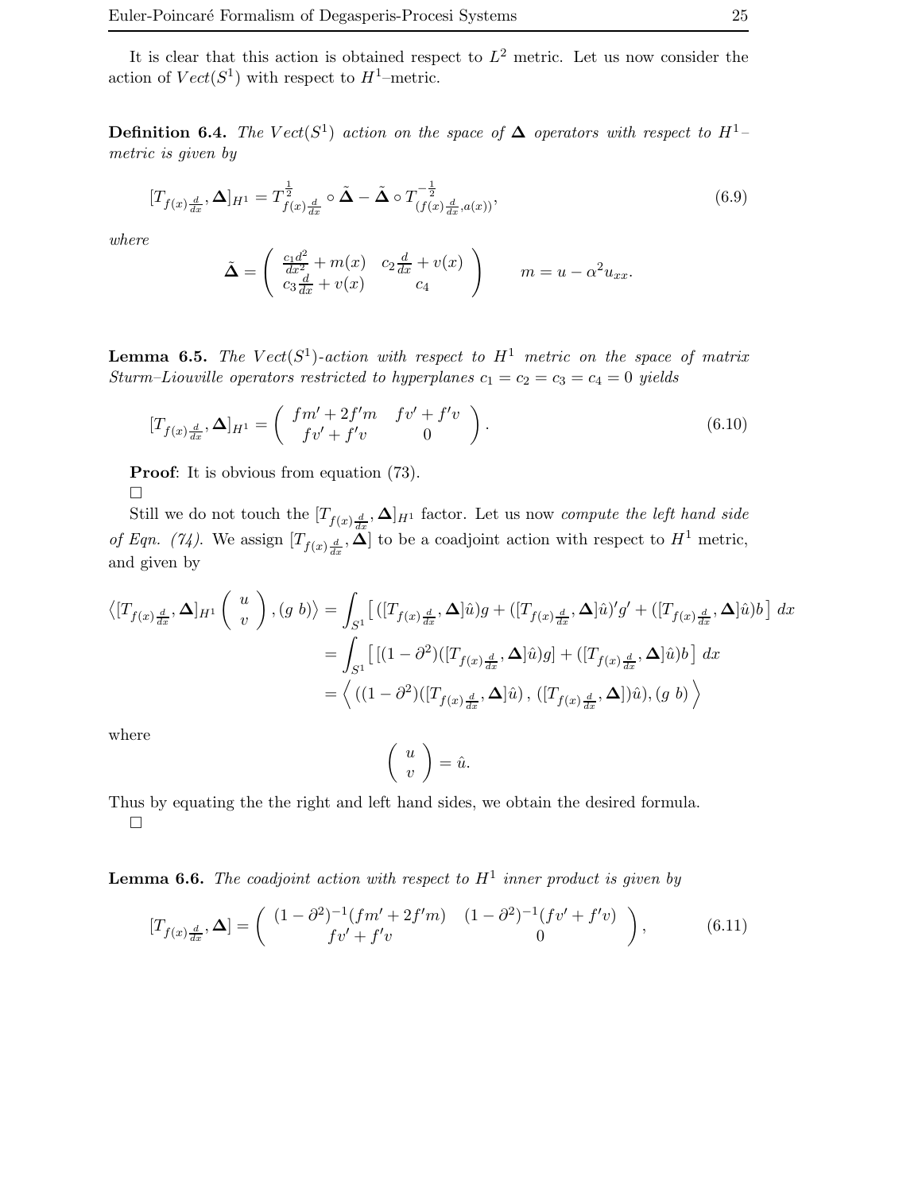It is clear that this action is obtained respect to $L^2$ metric. Let us now consider the action of $Vect(S^1)$ with respect to $H^1$–metric.

**Definition 6.4.** *The $Vect(S^1)$ action on the space of $\mathbf{\Delta}$ operators with respect to $H^1$–metric is given by*

$$[T_{f(x)\frac{d}{dx}}, \mathbf{\Delta}]_{H^1} = T^{\frac{1}{2}}_{f(x)\frac{d}{dx}} \circ \tilde{\mathbf{\Delta}} - \tilde{\mathbf{\Delta}} \circ T^{-\frac{1}{2}}_{(f(x)\frac{d}{dx}, a(x))}, \tag{6.9}$$

*where*

$$\tilde{\mathbf{\Delta}} = \begin{pmatrix} \frac{c_1 d^2}{dx^2} + m(x) & c_2\frac{d}{dx} + v(x) \\ c_3\frac{d}{dx} + v(x) & c_4 \end{pmatrix} \qquad m = u - \alpha^2 u_{xx}.$$

**Lemma 6.5.** *The $Vect(S^1)$-action with respect to $H^1$ metric on the space of matrix Sturm–Liouville operators restricted to hyperplanes $c_1 = c_2 = c_3 = c_4 = 0$ yields*

$$[T_{f(x)\frac{d}{dx}}, \mathbf{\Delta}]_{H^1} = \begin{pmatrix} fm' + 2f'm & fv' + f'v \\ fv' + f'v & 0 \end{pmatrix}. \tag{6.10}$$

**Proof**: It is obvious from equation (73).
□

Still we do not touch the $[T_{f(x)\frac{d}{dx}}, \mathbf{\Delta}]_{H^1}$ factor. Let us now *compute the left hand side of Eqn. (74)*. We assign $[T_{f(x)\frac{d}{dx}}, \mathbf{\Delta}]$ to be a coadjoint action with respect to $H^1$ metric, and given by

$$\begin{aligned}
\left\langle [T_{f(x)\frac{d}{dx}}, \mathbf{\Delta}]_{H^1} \begin{pmatrix} u \\ v \end{pmatrix}, (g\ b) \right\rangle &= \int_{S^1} \left[ ([T_{f(x)\frac{d}{dx}}, \mathbf{\Delta}]\hat{u})g + ([T_{f(x)\frac{d}{dx}}, \mathbf{\Delta}]\hat{u})'g' + ([T_{f(x)\frac{d}{dx}}, \mathbf{\Delta}]\hat{u})b \right] dx \\
&= \int_{S^1} \left[ [(1-\partial^2)([T_{f(x)\frac{d}{dx}}, \mathbf{\Delta}]\hat{u})g] + ([T_{f(x)\frac{d}{dx}}, \mathbf{\Delta}]\hat{u})b \right] dx \\
&= \left\langle ((1-\partial^2)([T_{f(x)\frac{d}{dx}}, \mathbf{\Delta}]\hat{u})\,,\,([T_{f(x)\frac{d}{dx}}, \mathbf{\Delta}])\hat{u}), (g\ b) \right\rangle
\end{aligned}$$

where

$$\begin{pmatrix} u \\ v \end{pmatrix} = \hat{u}.$$

Thus by equating the the right and left hand sides, we obtain the desired formula.
□

**Lemma 6.6.** *The coadjoint action with respect to $H^1$ inner product is given by*

$$[T_{f(x)\frac{d}{dx}}, \mathbf{\Delta}] = \begin{pmatrix} (1-\partial^2)^{-1}(fm' + 2f'm) & (1-\partial^2)^{-1}(fv' + f'v) \\ fv' + f'v & 0 \end{pmatrix}, \tag{6.11}$$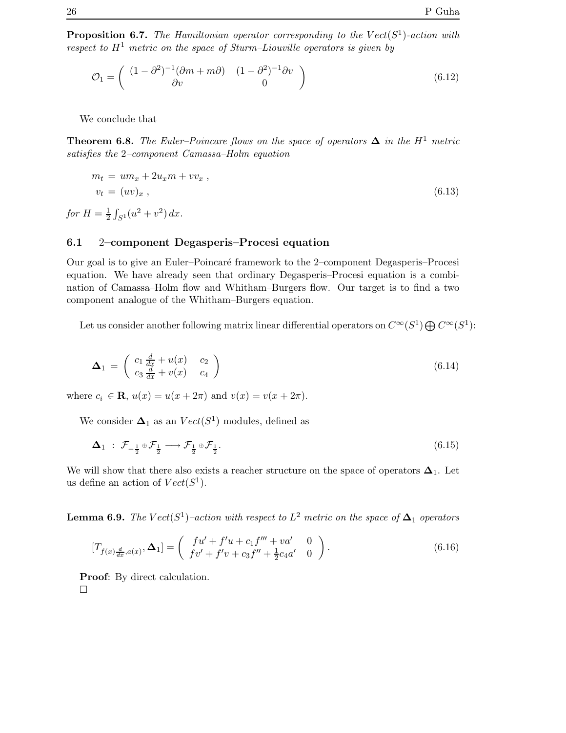**Proposition 6.7.** *The Hamiltonian operator corresponding to the $Vect(S^1)$-action with respect to $H^1$ metric on the space of Sturm–Liouville operators is given by*

$$\mathcal{O}_1 = \begin{pmatrix} (1-\partial^2)^{-1}(\partial m + m\partial) & (1-\partial^2)^{-1}\partial v \\ \partial v & 0 \end{pmatrix} \tag{6.12}$$

We conclude that

**Theorem 6.8.** *The Euler–Poincare flows on the space of operators $\mathbf{\Delta}$ in the $H^1$ metric satisfies the 2–component Camassa–Holm equation*

$$\begin{aligned} m_t &= u m_x + 2u_x m + v v_x \ , \\ v_t &= (uv)_x \ , \end{aligned} \tag{6.13}$$

*for $H = \frac{1}{2}\int_{S^1}(u^2+v^2)\,dx$.*

## 6.1 2–component Degasperis–Procesi equation

Our goal is to give an Euler–Poincaré framework to the 2–component Degasperis–Procesi equation. We have already seen that ordinary Degasperis–Procesi equation is a combination of Camassa–Holm flow and Whitham–Burgers flow. Our target is to find a two component analogue of the Whitham–Burgers equation.

Let us consider another following matrix linear differential operators on $C^\infty(S^1)\bigoplus C^\infty(S^1)$:

$$\mathbf{\Delta}_1 \ = \ \begin{pmatrix} c_1 \frac{d}{dx} + u(x) & c_2 \\ c_3 \frac{d}{dx} + v(x) & c_4 \end{pmatrix} \tag{6.14}$$

where $c_i \in \mathbf{R}$, $u(x) = u(x+2\pi)$ and $v(x) = v(x+2\pi)$.

We consider $\mathbf{\Delta}_1$ as an $Vect(S^1)$ modules, defined as

$$\mathbf{\Delta}_1 \ : \ \mathcal{F}_{-\frac{1}{2}} \oplus \mathcal{F}_{\frac{1}{2}} \longrightarrow \mathcal{F}_{\frac{1}{2}} \oplus \mathcal{F}_{\frac{1}{2}}. \tag{6.15}$$

We will show that there also exists a reacher structure on the space of operators $\mathbf{\Delta}_1$. Let us define an action of $Vect(S^1)$.

**Lemma 6.9.** *The $Vect(S^1)$–action with respect to $L^2$ metric on the space of $\mathbf{\Delta}_1$ operators*

$$[T_{f(x)\frac{d}{dx},a(x)}, \mathbf{\Delta}_1] = \begin{pmatrix} fu' + f'u + c_1 f''' + va' & 0 \\ fv' + f'v + c_3 f'' + \frac{1}{2}c_4 a' & 0 \end{pmatrix}. \tag{6.16}$$

**Proof**: By direct calculation.
□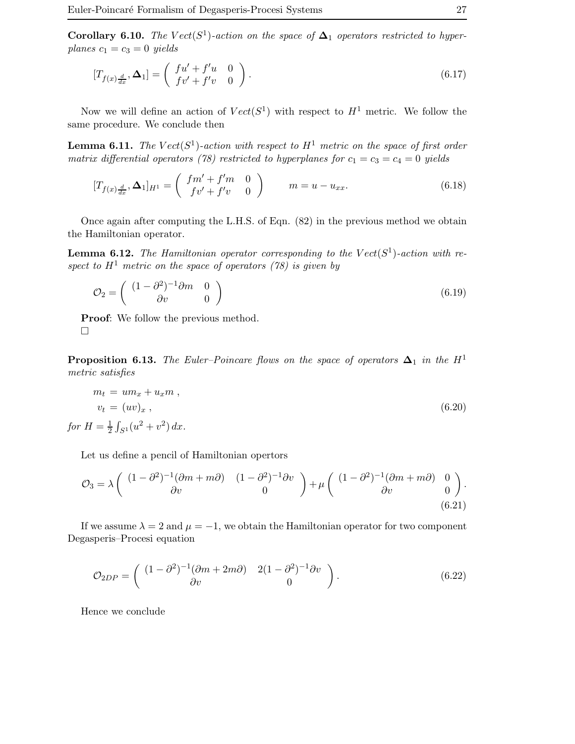**Corollary 6.10.** *The $Vect(S^1)$-action on the space of $\mathbf{\Delta}_1$ operators restricted to hyperplanes $c_1 = c_3 = 0$ yields*

$$[T_{f(x)\frac{d}{dx}}, \mathbf{\Delta}_1] = \begin{pmatrix} fu' + f'u & 0 \\ fv' + f'v & 0 \end{pmatrix}. \tag{6.17}$$

Now we will define an action of $Vect(S^1)$ with respect to $H^1$ metric. We follow the same procedure. We conclude then

**Lemma 6.11.** *The $Vect(S^1)$-action with respect to $H^1$ metric on the space of first order matrix differential operators (78) restricted to hyperplanes for $c_1 = c_3 = c_4 = 0$ yields*

$$[T_{f(x)\frac{d}{dx}}, \mathbf{\Delta}_1]_{H^1} = \begin{pmatrix} fm' + f'm & 0 \\ fv' + f'v & 0 \end{pmatrix} \qquad m = u - u_{xx}. \tag{6.18}$$

Once again after computing the L.H.S. of Eqn. (82) in the previous method we obtain the Hamiltonian operator.

**Lemma 6.12.** *The Hamiltonian operator corresponding to the $Vect(S^1)$-action with respect to $H^1$ metric on the space of operators (78) is given by*

$$\mathcal{O}_2 = \begin{pmatrix} (1-\partial^2)^{-1}\partial m & 0 \\ \partial v & 0 \end{pmatrix} \tag{6.19}$$

**Proof**: We follow the previous method.
□

**Proposition 6.13.** *The Euler–Poincare flows on the space of operators $\mathbf{\Delta}_1$ in the $H^1$ metric satisfies*

$$\begin{aligned} m_t &= um_x + u_x m \,, \\ v_t &= (uv)_x \,, \end{aligned} \tag{6.20}$$

*for $H = \frac{1}{2}\int_{S^1}(u^2 + v^2)\,dx$.*

Let us define a pencil of Hamiltonian opertors

$$\mathcal{O}_3 = \lambda \begin{pmatrix} (1-\partial^2)^{-1}(\partial m + m\partial) & (1-\partial^2)^{-1}\partial v \\ \partial v & 0 \end{pmatrix} + \mu \begin{pmatrix} (1-\partial^2)^{-1}(\partial m + m\partial) & 0 \\ \partial v & 0 \end{pmatrix}. \tag{6.21}$$

If we assume $\lambda = 2$ and $\mu = -1$, we obtain the Hamiltonian operator for two component Degasperis–Procesi equation

$$\mathcal{O}_{2DP} = \begin{pmatrix} (1-\partial^2)^{-1}(\partial m + 2m\partial) & 2(1-\partial^2)^{-1}\partial v \\ \partial v & 0 \end{pmatrix}. \tag{6.22}$$

Hence we conclude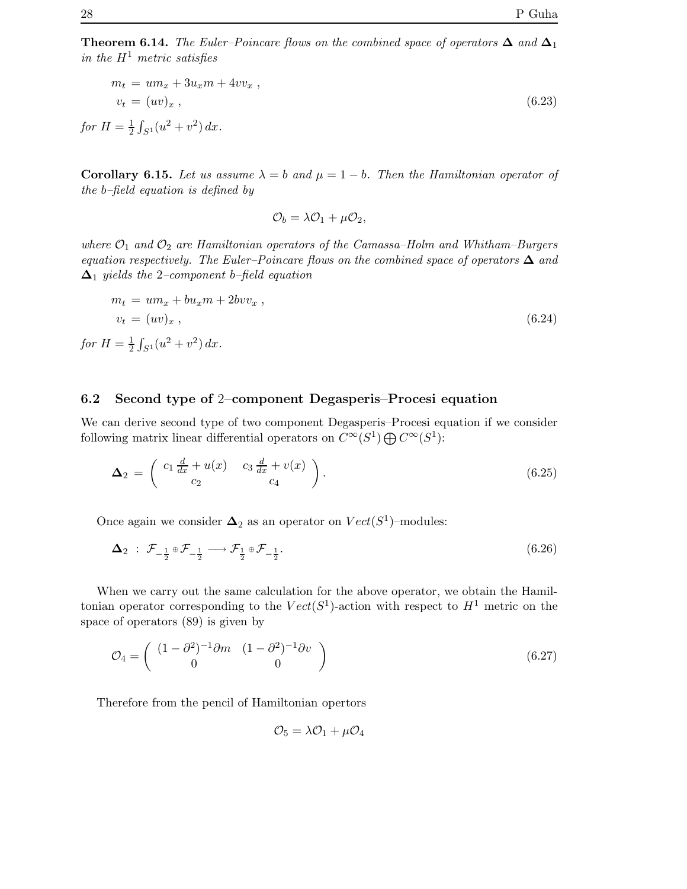**Theorem 6.14.** *The Euler–Poincare flows on the combined space of operators* $\mathbf{\Delta}$ *and* $\mathbf{\Delta}_1$ *in the* $H^1$ *metric satisfies*

$$
\begin{aligned}
m_t &= um_x + 3u_x m + 4vv_x \ , \\
v_t &= (uv)_x \ ,
\end{aligned}
\tag{6.23}
$$

*for* $H = \frac{1}{2}\int_{S^1}(u^2 + v^2)\, dx$.

**Corollary 6.15.** *Let us assume* $\lambda = b$ *and* $\mu = 1 - b$. *Then the Hamiltonian operator of the* $b$*–field equation is defined by*

$$
\mathcal{O}_b = \lambda\mathcal{O}_1 + \mu\mathcal{O}_2,
$$

*where* $\mathcal{O}_1$ *and* $\mathcal{O}_2$ *are Hamiltonian operators of the Camassa–Holm and Whitham–Burgers equation respectively. The Euler–Poincare flows on the combined space of operators* $\mathbf{\Delta}$ *and* $\mathbf{\Delta}_1$ *yields the* 2*–component* $b$*–field equation*

$$
\begin{aligned}
m_t &= um_x + bu_x m + 2bvv_x \ , \\
v_t &= (uv)_x \ ,
\end{aligned}
\tag{6.24}
$$

*for* $H = \frac{1}{2}\int_{S^1}(u^2 + v^2)\, dx$.

### 6.2 Second type of 2–component Degasperis–Procesi equation

We can derive second type of two component Degasperis–Procesi equation if we consider following matrix linear differential operators on $C^\infty(S^1)\bigoplus C^\infty(S^1)$:

$$
\mathbf{\Delta}_2 = \begin{pmatrix} c_1\frac{d}{dx} + u(x) & c_3\frac{d}{dx} + v(x) \\ c_2 & c_4 \end{pmatrix}.
\tag{6.25}
$$

Once again we consider $\mathbf{\Delta}_2$ as an operator on $Vect(S^1)$–modules:

$$
\mathbf{\Delta}_2 \ : \ \mathcal{F}_{-\frac{1}{2}} \oplus \mathcal{F}_{-\frac{1}{2}} \longrightarrow \mathcal{F}_{\frac{1}{2}} \oplus \mathcal{F}_{-\frac{1}{2}}.
\tag{6.26}
$$

When we carry out the same calculation for the above operator, we obtain the Hamiltonian operator corresponding to the $Vect(S^1)$-action with respect to $H^1$ metric on the space of operators (89) is given by

$$
\mathcal{O}_4 = \begin{pmatrix} (1-\partial^2)^{-1}\partial m & (1-\partial^2)^{-1}\partial v \\ 0 & 0 \end{pmatrix}
\tag{6.27}
$$

Therefore from the pencil of Hamiltonian opertors

$$
\mathcal{O}_5 = \lambda\mathcal{O}_1 + \mu\mathcal{O}_4
$$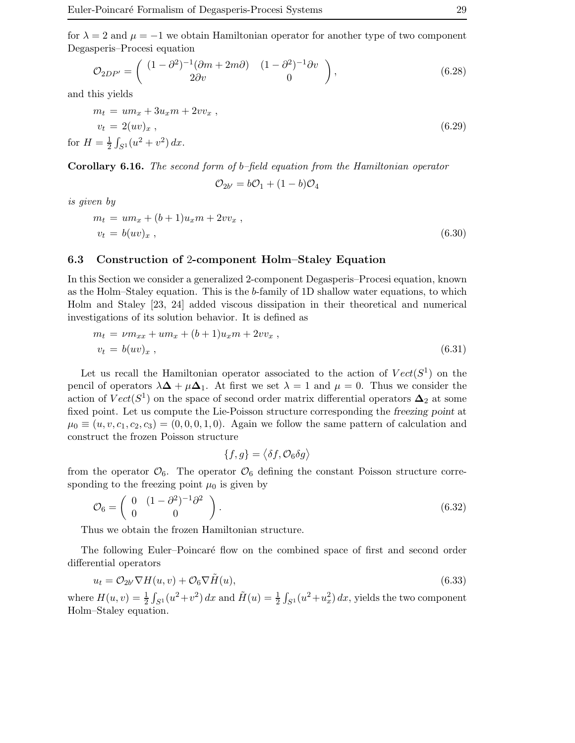for $\lambda = 2$ and $\mu = -1$ we obtain Hamiltonian operator for another type of two component Degasperis–Procesi equation

$$\mathcal{O}_{2DP'} = \begin{pmatrix} (1-\partial^2)^{-1}(\partial m + 2m\partial) & (1-\partial^2)^{-1}\partial v \\ 2\partial v & 0 \end{pmatrix}, \tag{6.28}$$

and this yields

$$\begin{aligned} m_t &= u m_x + 3u_x m + 2v v_x \,, \\ v_t &= 2(uv)_x \,, \end{aligned} \tag{6.29}$$

for $H = \frac{1}{2}\int_{S^1}(u^2 + v^2)\,dx$.

**Corollary 6.16.** *The second form of b–field equation from the Hamiltonian operator*

$$\mathcal{O}_{2b'} = b\mathcal{O}_1 + (1-b)\mathcal{O}_4$$

*is given by*

$$\begin{aligned} m_t &= u m_x + (b+1)u_x m + 2v v_x \,, \\ v_t &= b(uv)_x \,, \end{aligned} \tag{6.30}$$

### 6.3 Construction of 2-component Holm–Staley Equation

In this Section we consider a generalized 2-component Degasperis–Procesi equation, known as the Holm–Staley equation. This is the $b$-family of 1D shallow water equations, to which Holm and Staley [23, 24] added viscous dissipation in their theoretical and numerical investigations of its solution behavior. It is defined as

$$\begin{aligned} m_t &= \nu m_{xx} + u m_x + (b+1)u_x m + 2v v_x \,, \\ v_t &= b(uv)_x \,, \end{aligned} \tag{6.31}$$

Let us recall the Hamiltonian operator associated to the action of $Vect(S^1)$ on the pencil of operators $\lambda\mathbf{\Delta} + \mu\mathbf{\Delta}_1$. At first we set $\lambda = 1$ and $\mu = 0$. Thus we consider the action of $Vect(S^1)$ on the space of second order matrix differential operators $\mathbf{\Delta}_2$ at some fixed point. Let us compute the Lie-Poisson structure corresponding the *freezing point* at $\mu_0 \equiv (u, v, c_1, c_2, c_3) = (0, 0, 0, 1, 0)$. Again we follow the same pattern of calculation and construct the frozen Poisson structure

$$\{f, g\} = \langle \delta f, \mathcal{O}_6 \delta g \rangle$$

from the operator $\mathcal{O}_6$. The operator $\mathcal{O}_6$ defining the constant Poisson structure corresponding to the freezing point $\mu_0$ is given by

$$\mathcal{O}_6 = \begin{pmatrix} 0 & (1-\partial^2)^{-1}\partial^2 \\ 0 & 0 \end{pmatrix}. \tag{6.32}$$

Thus we obtain the frozen Hamiltonian structure.

The following Euler–Poincaré flow on the combined space of first and second order differential operators

$$u_t = \mathcal{O}_{2b'}\nabla H(u,v) + \mathcal{O}_6 \nabla \tilde{H}(u), \tag{6.33}$$

where $H(u,v) = \frac{1}{2}\int_{S^1}(u^2+v^2)\,dx$ and $\tilde{H}(u) = \frac{1}{2}\int_{S^1}(u^2+u_x^2)\,dx$, yields the two component Holm–Staley equation.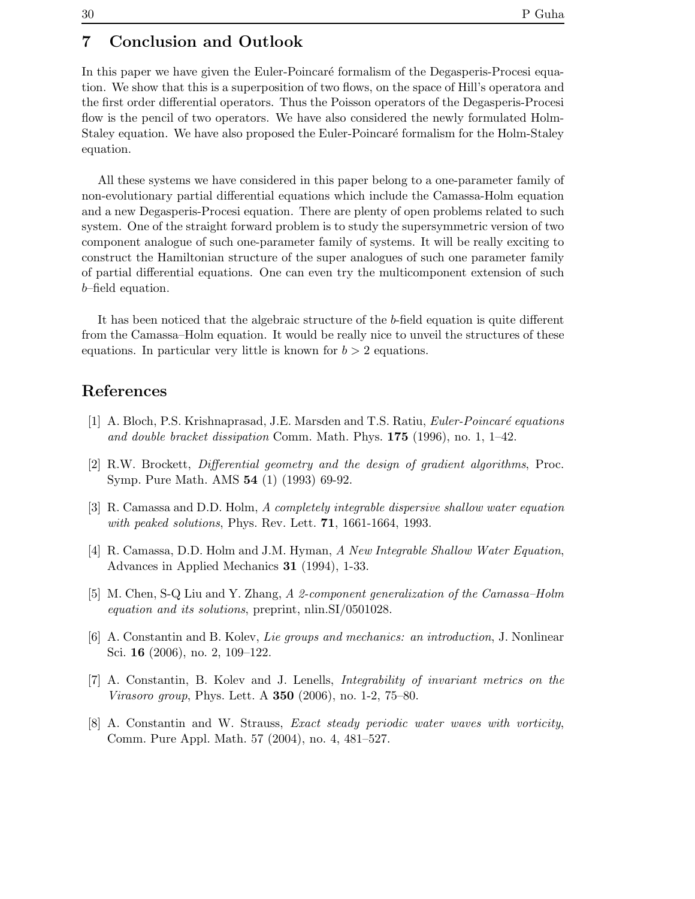## 7 Conclusion and Outlook

In this paper we have given the Euler-Poincaré formalism of the Degasperis-Procesi equation. We show that this is a superposition of two flows, on the space of Hill's operatora and the first order differential operators. Thus the Poisson operators of the Degasperis-Procesi flow is the pencil of two operators. We have also considered the newly formulated Holm-Staley equation. We have also proposed the Euler-Poincaré formalism for the Holm-Staley equation.

All these systems we have considered in this paper belong to a one-parameter family of non-evolutionary partial differential equations which include the Camassa-Holm equation and a new Degasperis-Procesi equation. There are plenty of open problems related to such system. One of the straight forward problem is to study the supersymmetric version of two component analogue of such one-parameter family of systems. It will be really exciting to construct the Hamiltonian structure of the super analogues of such one parameter family of partial differential equations. One can even try the multicomponent extension of such $b$–field equation.

It has been noticed that the algebraic structure of the $b$-field equation is quite different from the Camassa–Holm equation. It would be really nice to unveil the structures of these equations. In particular very little is known for $b > 2$ equations.

## References

[1] A. Bloch, P.S. Krishnaprasad, J.E. Marsden and T.S. Ratiu, *Euler-Poincaré equations and double bracket dissipation* Comm. Math. Phys. **175** (1996), no. 1, 1–42.

[2] R.W. Brockett, *Differential geometry and the design of gradient algorithms*, Proc. Symp. Pure Math. AMS **54** (1) (1993) 69-92.

[3] R. Camassa and D.D. Holm, *A completely integrable dispersive shallow water equation with peaked solutions*, Phys. Rev. Lett. **71**, 1661-1664, 1993.

[4] R. Camassa, D.D. Holm and J.M. Hyman, *A New Integrable Shallow Water Equation*, Advances in Applied Mechanics **31** (1994), 1-33.

[5] M. Chen, S-Q Liu and Y. Zhang, *A 2-component generalization of the Camassa–Holm equation and its solutions*, preprint, nlin.SI/0501028.

[6] A. Constantin and B. Kolev, *Lie groups and mechanics: an introduction*, J. Nonlinear Sci. **16** (2006), no. 2, 109–122.

[7] A. Constantin, B. Kolev and J. Lenells, *Integrability of invariant metrics on the Virasoro group*, Phys. Lett. A **350** (2006), no. 1-2, 75–80.

[8] A. Constantin and W. Strauss, *Exact steady periodic water waves with vorticity*, Comm. Pure Appl. Math. 57 (2004), no. 4, 481–527.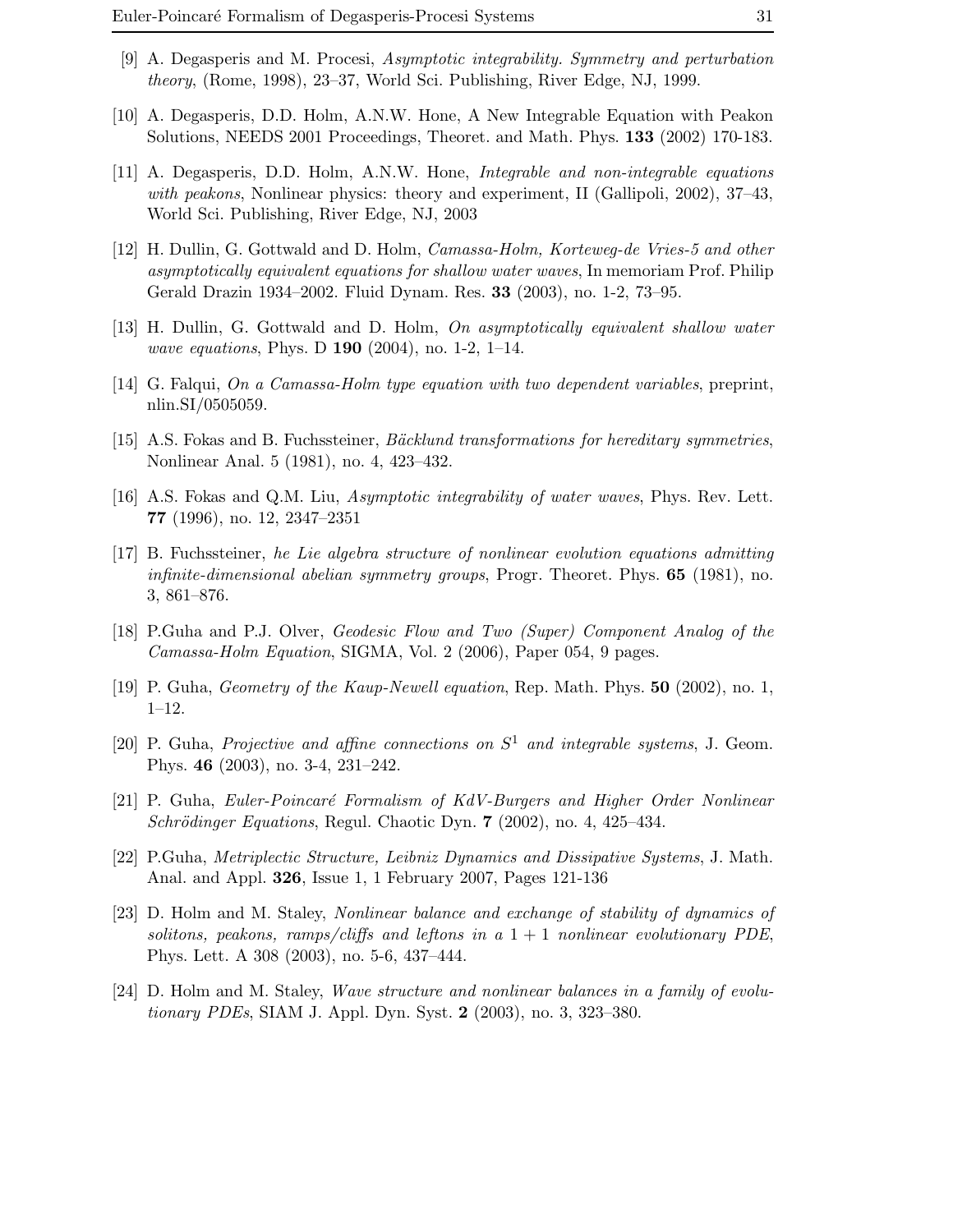[9] A. Degasperis and M. Procesi, *Asymptotic integrability. Symmetry and perturbation theory*, (Rome, 1998), 23–37, World Sci. Publishing, River Edge, NJ, 1999.

[10] A. Degasperis, D.D. Holm, A.N.W. Hone, A New Integrable Equation with Peakon Solutions, NEEDS 2001 Proceedings, Theoret. and Math. Phys. **133** (2002) 170-183.

[11] A. Degasperis, D.D. Holm, A.N.W. Hone, *Integrable and non-integrable equations with peakons*, Nonlinear physics: theory and experiment, II (Gallipoli, 2002), 37–43, World Sci. Publishing, River Edge, NJ, 2003

[12] H. Dullin, G. Gottwald and D. Holm, *Camassa-Holm, Korteweg-de Vries-5 and other asymptotically equivalent equations for shallow water waves*, In memoriam Prof. Philip Gerald Drazin 1934–2002. Fluid Dynam. Res. **33** (2003), no. 1-2, 73–95.

[13] H. Dullin, G. Gottwald and D. Holm, *On asymptotically equivalent shallow water wave equations*, Phys. D **190** (2004), no. 1-2, 1–14.

[14] G. Falqui, *On a Camassa-Holm type equation with two dependent variables*, preprint, nlin.SI/0505059.

[15] A.S. Fokas and B. Fuchssteiner, *Bäcklund transformations for hereditary symmetries*, Nonlinear Anal. 5 (1981), no. 4, 423–432.

[16] A.S. Fokas and Q.M. Liu, *Asymptotic integrability of water waves*, Phys. Rev. Lett. **77** (1996), no. 12, 2347–2351

[17] B. Fuchssteiner, *he Lie algebra structure of nonlinear evolution equations admitting infinite-dimensional abelian symmetry groups*, Progr. Theoret. Phys. **65** (1981), no. 3, 861–876.

[18] P.Guha and P.J. Olver, *Geodesic Flow and Two (Super) Component Analog of the Camassa-Holm Equation*, SIGMA, Vol. 2 (2006), Paper 054, 9 pages.

[19] P. Guha, *Geometry of the Kaup-Newell equation*, Rep. Math. Phys. **50** (2002), no. 1, 1–12.

[20] P. Guha, *Projective and affine connections on $S^1$ and integrable systems*, J. Geom. Phys. **46** (2003), no. 3-4, 231–242.

[21] P. Guha, *Euler-Poincaré Formalism of KdV-Burgers and Higher Order Nonlinear Schrödinger Equations*, Regul. Chaotic Dyn. **7** (2002), no. 4, 425–434.

[22] P.Guha, *Metriplectic Structure, Leibniz Dynamics and Dissipative Systems*, J. Math. Anal. and Appl. **326**, Issue 1, 1 February 2007, Pages 121-136

[23] D. Holm and M. Staley, *Nonlinear balance and exchange of stability of dynamics of solitons, peakons, ramps/cliffs and leftons in a 1 + 1 nonlinear evolutionary PDE*, Phys. Lett. A 308 (2003), no. 5-6, 437–444.

[24] D. Holm and M. Staley, *Wave structure and nonlinear balances in a family of evolutionary PDEs*, SIAM J. Appl. Dyn. Syst. **2** (2003), no. 3, 323–380.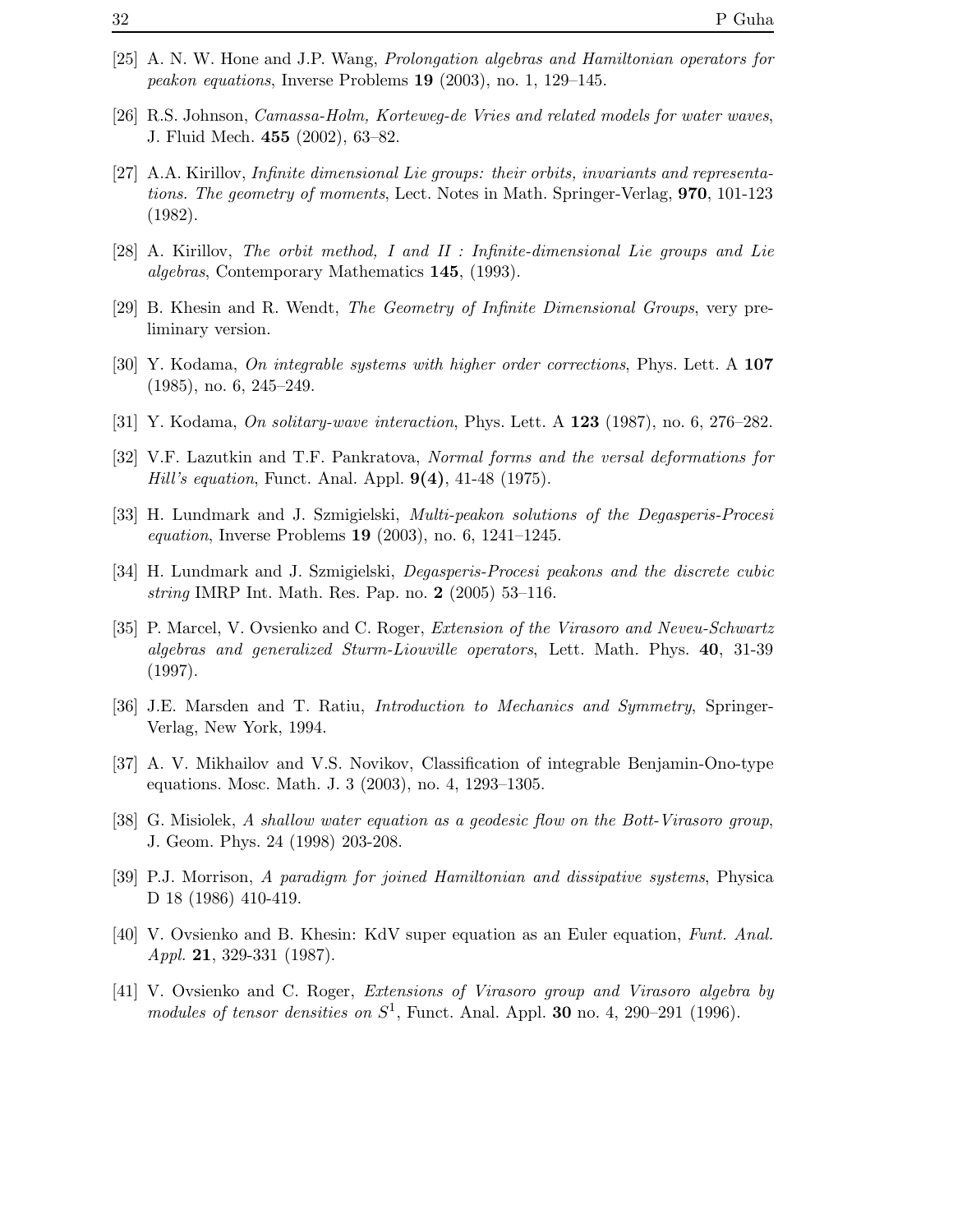[25] A. N. W. Hone and J.P. Wang, *Prolongation algebras and Hamiltonian operators for peakon equations*, Inverse Problems **19** (2003), no. 1, 129–145.

[26] R.S. Johnson, *Camassa-Holm, Korteweg-de Vries and related models for water waves*, J. Fluid Mech. **455** (2002), 63–82.

[27] A.A. Kirillov, *Infinite dimensional Lie groups: their orbits, invariants and representations. The geometry of moments*, Lect. Notes in Math. Springer-Verlag, **970**, 101-123 (1982).

[28] A. Kirillov, *The orbit method, I and II : Infinite-dimensional Lie groups and Lie algebras*, Contemporary Mathematics **145**, (1993).

[29] B. Khesin and R. Wendt, *The Geometry of Infinite Dimensional Groups*, very preliminary version.

[30] Y. Kodama, *On integrable systems with higher order corrections*, Phys. Lett. A **107** (1985), no. 6, 245–249.

[31] Y. Kodama, *On solitary-wave interaction*, Phys. Lett. A **123** (1987), no. 6, 276–282.

[32] V.F. Lazutkin and T.F. Pankratova, *Normal forms and the versal deformations for Hill's equation*, Funct. Anal. Appl. **9(4)**, 41-48 (1975).

[33] H. Lundmark and J. Szmigielski, *Multi-peakon solutions of the Degasperis-Procesi equation*, Inverse Problems **19** (2003), no. 6, 1241–1245.

[34] H. Lundmark and J. Szmigielski, *Degasperis-Procesi peakons and the discrete cubic string* IMRP Int. Math. Res. Pap. no. **2** (2005) 53–116.

[35] P. Marcel, V. Ovsienko and C. Roger, *Extension of the Virasoro and Neveu-Schwartz algebras and generalized Sturm-Liouville operators*, Lett. Math. Phys. **40**, 31-39 (1997).

[36] J.E. Marsden and T. Ratiu, *Introduction to Mechanics and Symmetry*, Springer-Verlag, New York, 1994.

[37] A. V. Mikhailov and V.S. Novikov, Classification of integrable Benjamin-Ono-type equations. Mosc. Math. J. 3 (2003), no. 4, 1293–1305.

[38] G. Misiolek, *A shallow water equation as a geodesic flow on the Bott-Virasoro group*, J. Geom. Phys. 24 (1998) 203-208.

[39] P.J. Morrison, *A paradigm for joined Hamiltonian and dissipative systems*, Physica D 18 (1986) 410-419.

[40] V. Ovsienko and B. Khesin: KdV super equation as an Euler equation, *Funt. Anal. Appl.* **21**, 329-331 (1987).

[41] V. Ovsienko and C. Roger, *Extensions of Virasoro group and Virasoro algebra by modules of tensor densities on $S^1$*, Funct. Anal. Appl. **30** no. 4, 290–291 (1996).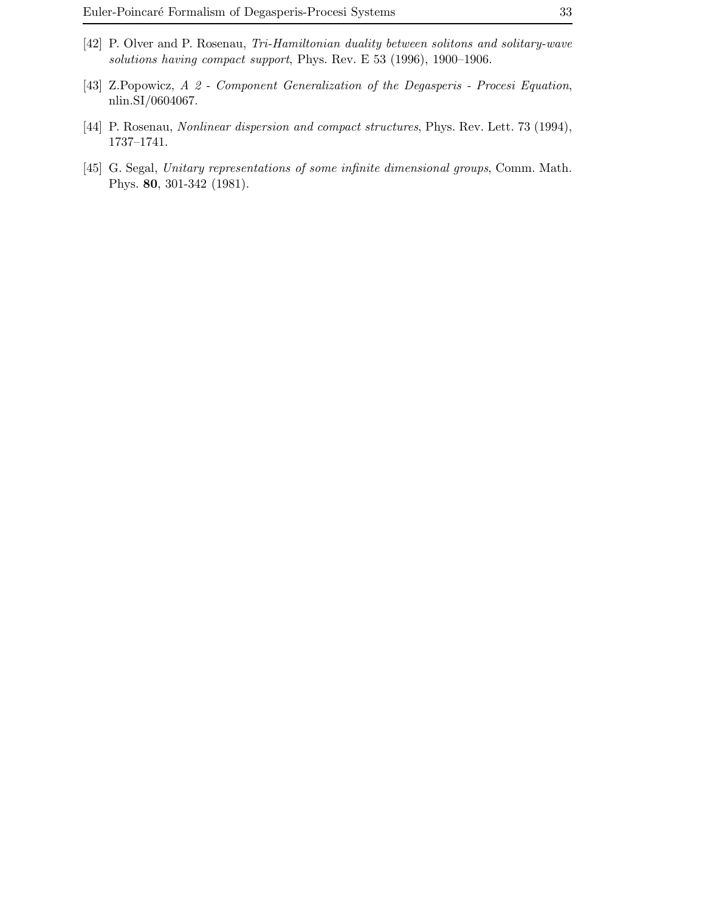[42] P. Olver and P. Rosenau, *Tri-Hamiltonian duality between solitons and solitary-wave solutions having compact support*, Phys. Rev. E 53 (1996), 1900–1906.

[43] Z.Popowicz, *A 2 - Component Generalization of the Degasperis - Procesi Equation*, nlin.SI/0604067.

[44] P. Rosenau, *Nonlinear dispersion and compact structures*, Phys. Rev. Lett. 73 (1994), 1737–1741.

[45] G. Segal, *Unitary representations of some infinite dimensional groups*, Comm. Math. Phys. **80**, 301-342 (1981).